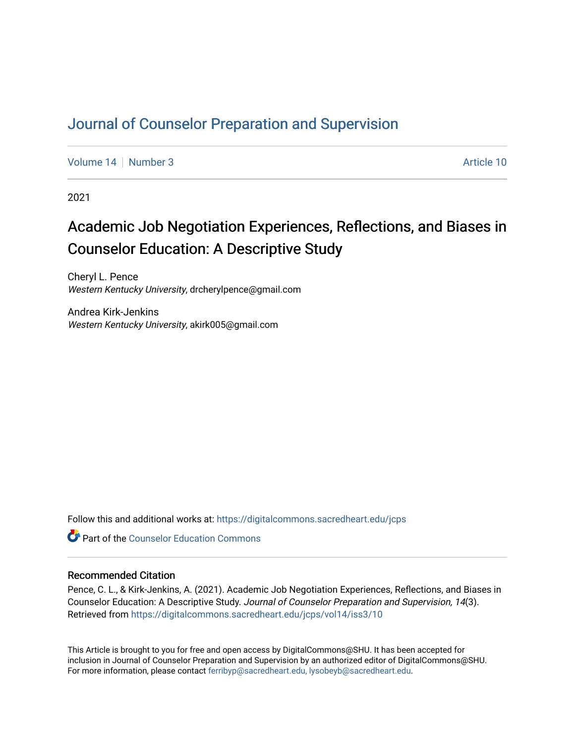# Journal of Counselor Preparation and Supervision

Volume 14 | Number 3 | Article 10

2021

## Academic Job Negotiation Experiences, Reflections, and Biases in Counselor Education: A Descriptive Study

Cheryl L. Pence
*Western Kentucky University*, drcherylpence@gmail.com

Andrea Kirk-Jenkins
*Western Kentucky University*, akirk005@gmail.com

Follow this and additional works at: https://digitalcommons.sacredheart.edu/jcps

Part of the Counselor Education Commons

### Recommended Citation

Pence, C. L., & Kirk-Jenkins, A. (2021). Academic Job Negotiation Experiences, Reflections, and Biases in Counselor Education: A Descriptive Study. *Journal of Counselor Preparation and Supervision, 14*(3). Retrieved from https://digitalcommons.sacredheart.edu/jcps/vol14/iss3/10

This Article is brought to you for free and open access by DigitalCommons@SHU. It has been accepted for inclusion in Journal of Counselor Preparation and Supervision by an authorized editor of DigitalCommons@SHU. For more information, please contact ferribyp@sacredheart.edu, lysobeyb@sacredheart.edu.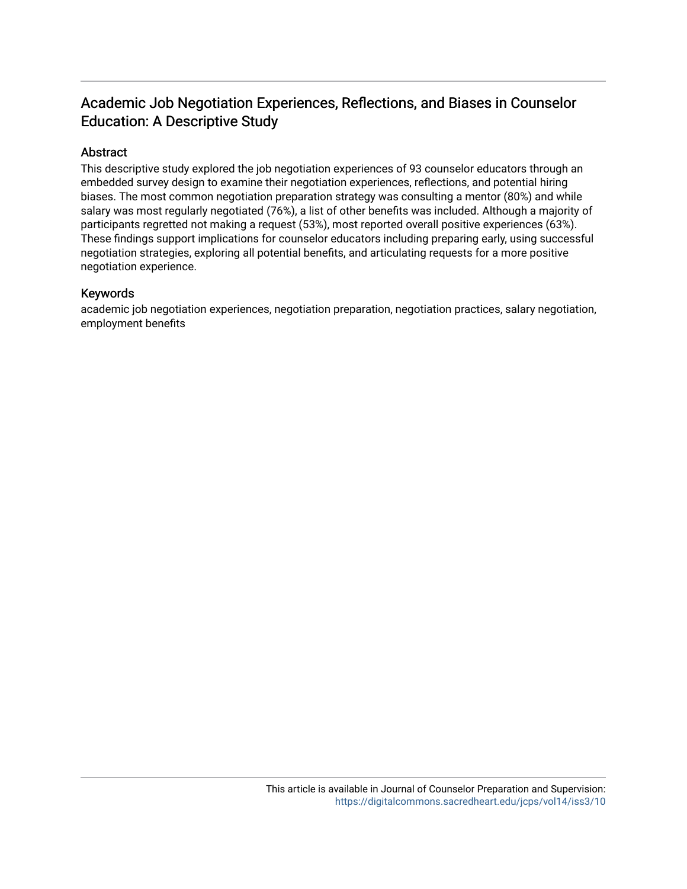# Academic Job Negotiation Experiences, Reflections, and Biases in Counselor Education: A Descriptive Study

## Abstract

This descriptive study explored the job negotiation experiences of 93 counselor educators through an embedded survey design to examine their negotiation experiences, reflections, and potential hiring biases. The most common negotiation preparation strategy was consulting a mentor (80%) and while salary was most regularly negotiated (76%), a list of other benefits was included. Although a majority of participants regretted not making a request (53%), most reported overall positive experiences (63%). These findings support implications for counselor educators including preparing early, using successful negotiation strategies, exploring all potential benefits, and articulating requests for a more positive negotiation experience.

## Keywords

academic job negotiation experiences, negotiation preparation, negotiation practices, salary negotiation, employment benefits

This article is available in Journal of Counselor Preparation and Supervision: https://digitalcommons.sacredheart.edu/jcps/vol14/iss3/10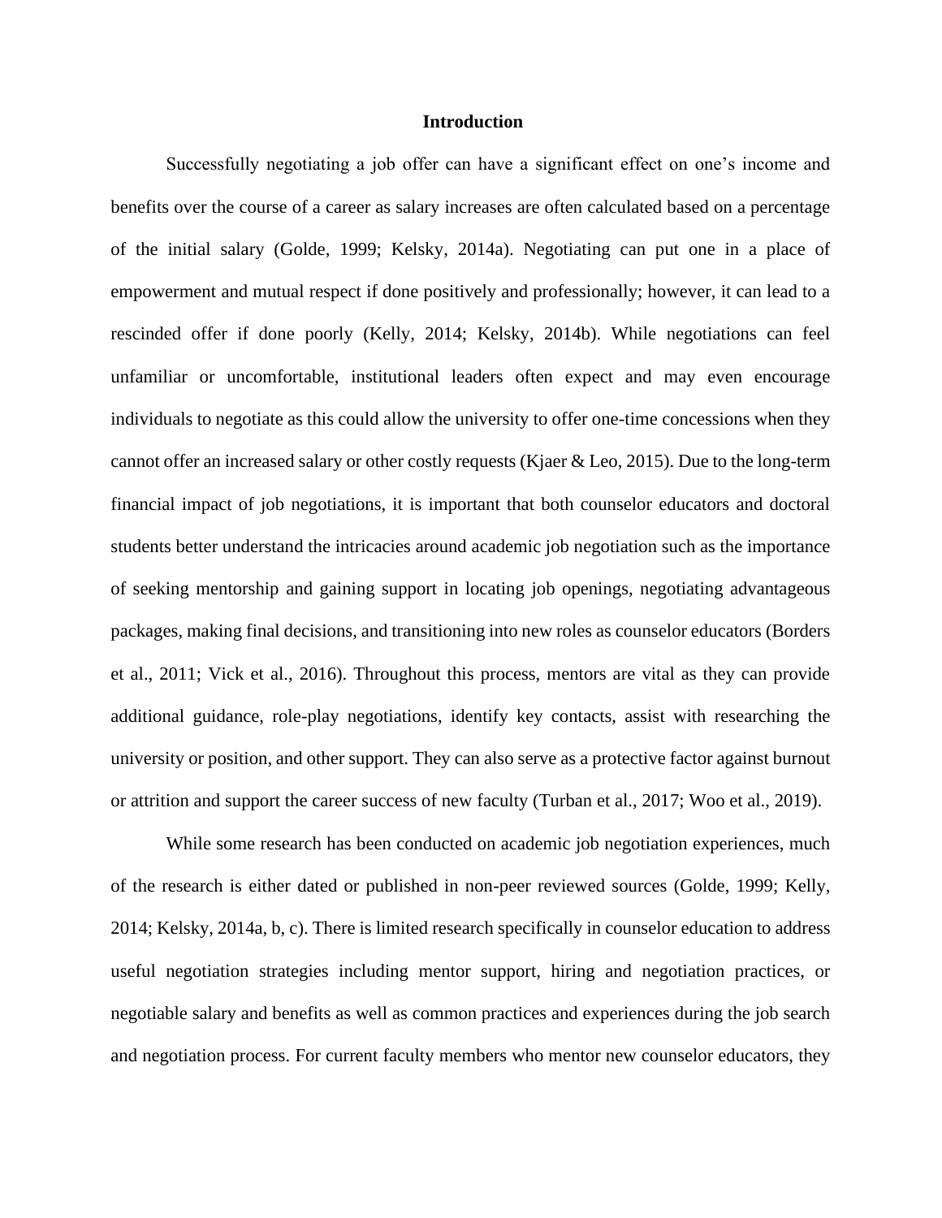# Introduction

Successfully negotiating a job offer can have a significant effect on one's income and benefits over the course of a career as salary increases are often calculated based on a percentage of the initial salary (Golde, 1999; Kelsky, 2014a). Negotiating can put one in a place of empowerment and mutual respect if done positively and professionally; however, it can lead to a rescinded offer if done poorly (Kelly, 2014; Kelsky, 2014b). While negotiations can feel unfamiliar or uncomfortable, institutional leaders often expect and may even encourage individuals to negotiate as this could allow the university to offer one-time concessions when they cannot offer an increased salary or other costly requests (Kjaer & Leo, 2015). Due to the long-term financial impact of job negotiations, it is important that both counselor educators and doctoral students better understand the intricacies around academic job negotiation such as the importance of seeking mentorship and gaining support in locating job openings, negotiating advantageous packages, making final decisions, and transitioning into new roles as counselor educators (Borders et al., 2011; Vick et al., 2016). Throughout this process, mentors are vital as they can provide additional guidance, role-play negotiations, identify key contacts, assist with researching the university or position, and other support. They can also serve as a protective factor against burnout or attrition and support the career success of new faculty (Turban et al., 2017; Woo et al., 2019).

While some research has been conducted on academic job negotiation experiences, much of the research is either dated or published in non-peer reviewed sources (Golde, 1999; Kelly, 2014; Kelsky, 2014a, b, c). There is limited research specifically in counselor education to address useful negotiation strategies including mentor support, hiring and negotiation practices, or negotiable salary and benefits as well as common practices and experiences during the job search and negotiation process. For current faculty members who mentor new counselor educators, they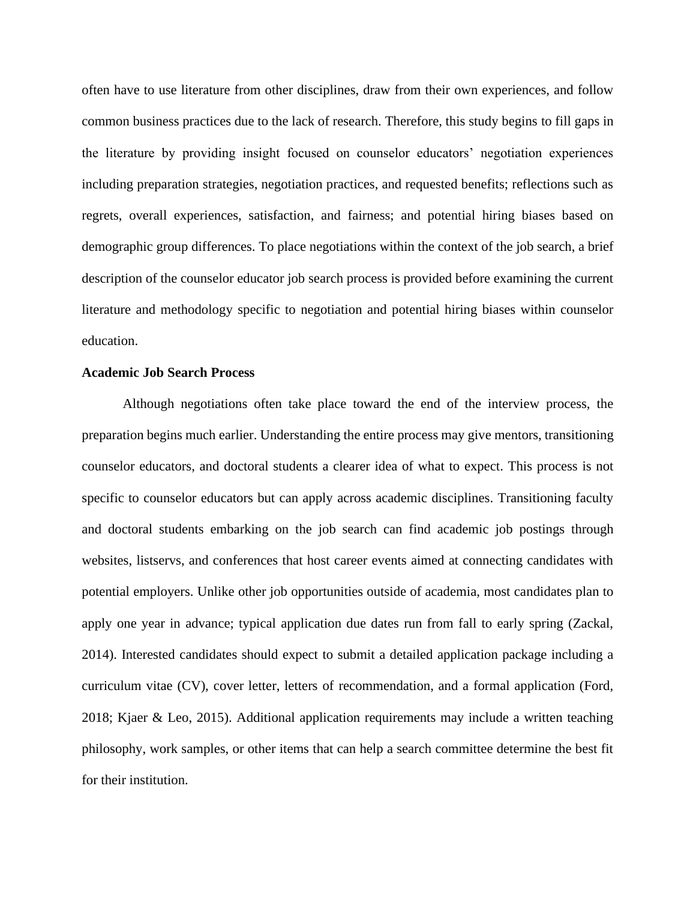often have to use literature from other disciplines, draw from their own experiences, and follow common business practices due to the lack of research. Therefore, this study begins to fill gaps in the literature by providing insight focused on counselor educators' negotiation experiences including preparation strategies, negotiation practices, and requested benefits; reflections such as regrets, overall experiences, satisfaction, and fairness; and potential hiring biases based on demographic group differences. To place negotiations within the context of the job search, a brief description of the counselor educator job search process is provided before examining the current literature and methodology specific to negotiation and potential hiring biases within counselor education.

## Academic Job Search Process

Although negotiations often take place toward the end of the interview process, the preparation begins much earlier. Understanding the entire process may give mentors, transitioning counselor educators, and doctoral students a clearer idea of what to expect. This process is not specific to counselor educators but can apply across academic disciplines. Transitioning faculty and doctoral students embarking on the job search can find academic job postings through websites, listservs, and conferences that host career events aimed at connecting candidates with potential employers. Unlike other job opportunities outside of academia, most candidates plan to apply one year in advance; typical application due dates run from fall to early spring (Zackal, 2014). Interested candidates should expect to submit a detailed application package including a curriculum vitae (CV), cover letter, letters of recommendation, and a formal application (Ford, 2018; Kjaer & Leo, 2015). Additional application requirements may include a written teaching philosophy, work samples, or other items that can help a search committee determine the best fit for their institution.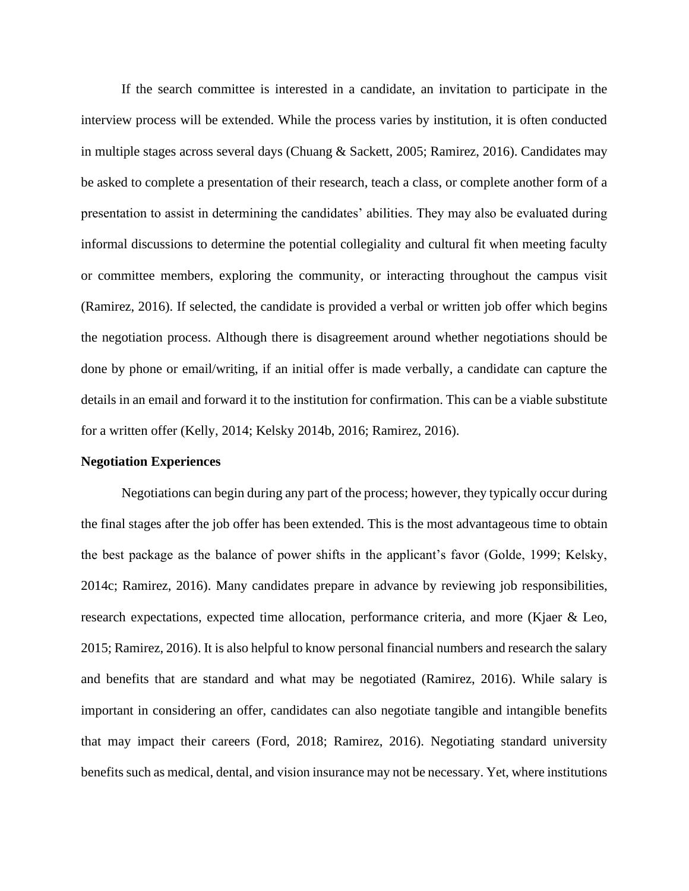If the search committee is interested in a candidate, an invitation to participate in the interview process will be extended. While the process varies by institution, it is often conducted in multiple stages across several days (Chuang & Sackett, 2005; Ramirez, 2016). Candidates may be asked to complete a presentation of their research, teach a class, or complete another form of a presentation to assist in determining the candidates' abilities. They may also be evaluated during informal discussions to determine the potential collegiality and cultural fit when meeting faculty or committee members, exploring the community, or interacting throughout the campus visit (Ramirez, 2016). If selected, the candidate is provided a verbal or written job offer which begins the negotiation process. Although there is disagreement around whether negotiations should be done by phone or email/writing, if an initial offer is made verbally, a candidate can capture the details in an email and forward it to the institution for confirmation. This can be a viable substitute for a written offer (Kelly, 2014; Kelsky 2014b, 2016; Ramirez, 2016).

**Negotiation Experiences**

Negotiations can begin during any part of the process; however, they typically occur during the final stages after the job offer has been extended. This is the most advantageous time to obtain the best package as the balance of power shifts in the applicant's favor (Golde, 1999; Kelsky, 2014c; Ramirez, 2016). Many candidates prepare in advance by reviewing job responsibilities, research expectations, expected time allocation, performance criteria, and more (Kjaer & Leo, 2015; Ramirez, 2016). It is also helpful to know personal financial numbers and research the salary and benefits that are standard and what may be negotiated (Ramirez, 2016). While salary is important in considering an offer, candidates can also negotiate tangible and intangible benefits that may impact their careers (Ford, 2018; Ramirez, 2016). Negotiating standard university benefits such as medical, dental, and vision insurance may not be necessary. Yet, where institutions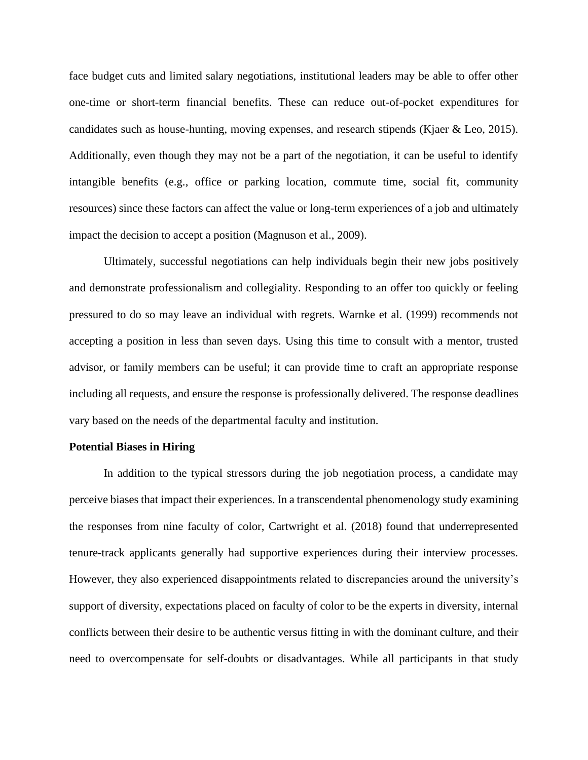face budget cuts and limited salary negotiations, institutional leaders may be able to offer other one-time or short-term financial benefits. These can reduce out-of-pocket expenditures for candidates such as house-hunting, moving expenses, and research stipends (Kjaer & Leo, 2015). Additionally, even though they may not be a part of the negotiation, it can be useful to identify intangible benefits (e.g., office or parking location, commute time, social fit, community resources) since these factors can affect the value or long-term experiences of a job and ultimately impact the decision to accept a position (Magnuson et al., 2009).

Ultimately, successful negotiations can help individuals begin their new jobs positively and demonstrate professionalism and collegiality. Responding to an offer too quickly or feeling pressured to do so may leave an individual with regrets. Warnke et al. (1999) recommends not accepting a position in less than seven days. Using this time to consult with a mentor, trusted advisor, or family members can be useful; it can provide time to craft an appropriate response including all requests, and ensure the response is professionally delivered. The response deadlines vary based on the needs of the departmental faculty and institution.

**Potential Biases in Hiring**

In addition to the typical stressors during the job negotiation process, a candidate may perceive biases that impact their experiences. In a transcendental phenomenology study examining the responses from nine faculty of color, Cartwright et al. (2018) found that underrepresented tenure-track applicants generally had supportive experiences during their interview processes. However, they also experienced disappointments related to discrepancies around the university's support of diversity, expectations placed on faculty of color to be the experts in diversity, internal conflicts between their desire to be authentic versus fitting in with the dominant culture, and their need to overcompensate for self-doubts or disadvantages. While all participants in that study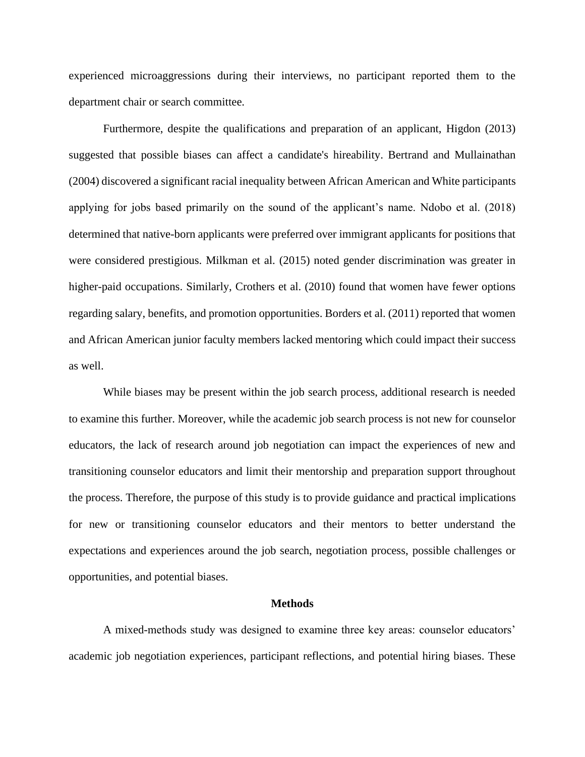experienced microaggressions during their interviews, no participant reported them to the department chair or search committee.

Furthermore, despite the qualifications and preparation of an applicant, Higdon (2013) suggested that possible biases can affect a candidate's hireability. Bertrand and Mullainathan (2004) discovered a significant racial inequality between African American and White participants applying for jobs based primarily on the sound of the applicant's name. Ndobo et al. (2018) determined that native-born applicants were preferred over immigrant applicants for positions that were considered prestigious. Milkman et al. (2015) noted gender discrimination was greater in higher-paid occupations. Similarly, Crothers et al. (2010) found that women have fewer options regarding salary, benefits, and promotion opportunities. Borders et al. (2011) reported that women and African American junior faculty members lacked mentoring which could impact their success as well.

While biases may be present within the job search process, additional research is needed to examine this further. Moreover, while the academic job search process is not new for counselor educators, the lack of research around job negotiation can impact the experiences of new and transitioning counselor educators and limit their mentorship and preparation support throughout the process. Therefore, the purpose of this study is to provide guidance and practical implications for new or transitioning counselor educators and their mentors to better understand the expectations and experiences around the job search, negotiation process, possible challenges or opportunities, and potential biases.

## Methods

A mixed-methods study was designed to examine three key areas: counselor educators' academic job negotiation experiences, participant reflections, and potential hiring biases. These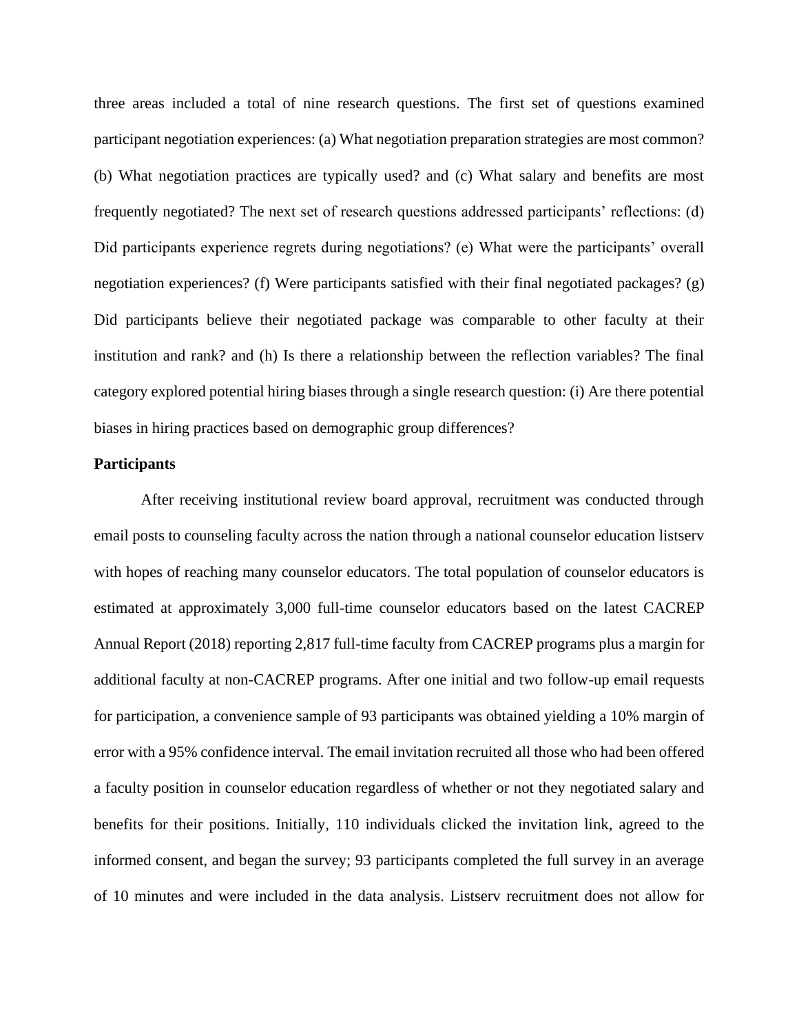three areas included a total of nine research questions. The first set of questions examined participant negotiation experiences: (a) What negotiation preparation strategies are most common? (b) What negotiation practices are typically used? and (c) What salary and benefits are most frequently negotiated? The next set of research questions addressed participants' reflections: (d) Did participants experience regrets during negotiations? (e) What were the participants' overall negotiation experiences? (f) Were participants satisfied with their final negotiated packages? (g) Did participants believe their negotiated package was comparable to other faculty at their institution and rank? and (h) Is there a relationship between the reflection variables? The final category explored potential hiring biases through a single research question: (i) Are there potential biases in hiring practices based on demographic group differences?

**Participants**

After receiving institutional review board approval, recruitment was conducted through email posts to counseling faculty across the nation through a national counselor education listserv with hopes of reaching many counselor educators. The total population of counselor educators is estimated at approximately 3,000 full-time counselor educators based on the latest CACREP Annual Report (2018) reporting 2,817 full-time faculty from CACREP programs plus a margin for additional faculty at non-CACREP programs. After one initial and two follow-up email requests for participation, a convenience sample of 93 participants was obtained yielding a 10% margin of error with a 95% confidence interval. The email invitation recruited all those who had been offered a faculty position in counselor education regardless of whether or not they negotiated salary and benefits for their positions. Initially, 110 individuals clicked the invitation link, agreed to the informed consent, and began the survey; 93 participants completed the full survey in an average of 10 minutes and were included in the data analysis. Listserv recruitment does not allow for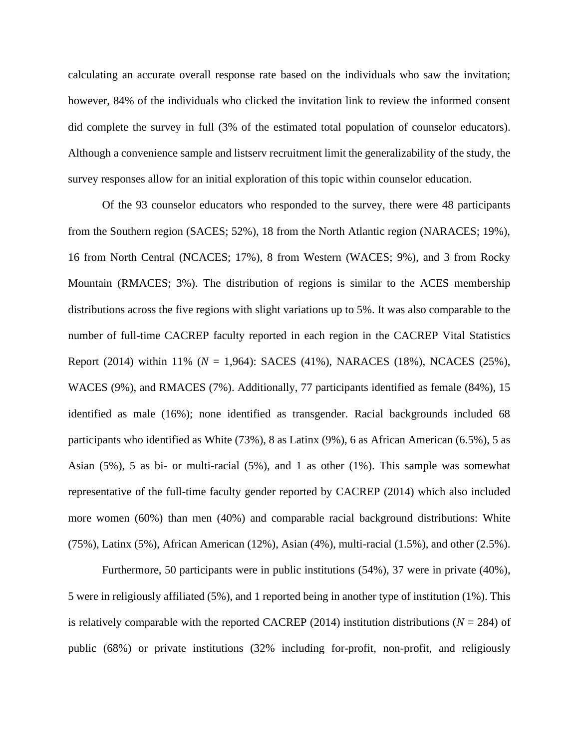calculating an accurate overall response rate based on the individuals who saw the invitation; however, 84% of the individuals who clicked the invitation link to review the informed consent did complete the survey in full (3% of the estimated total population of counselor educators). Although a convenience sample and listserv recruitment limit the generalizability of the study, the survey responses allow for an initial exploration of this topic within counselor education.

Of the 93 counselor educators who responded to the survey, there were 48 participants from the Southern region (SACES; 52%), 18 from the North Atlantic region (NARACES; 19%), 16 from North Central (NCACES; 17%), 8 from Western (WACES; 9%), and 3 from Rocky Mountain (RMACES; 3%). The distribution of regions is similar to the ACES membership distributions across the five regions with slight variations up to 5%. It was also comparable to the number of full-time CACREP faculty reported in each region in the CACREP Vital Statistics Report (2014) within 11% (*N* = 1,964): SACES (41%), NARACES (18%), NCACES (25%), WACES (9%), and RMACES (7%). Additionally, 77 participants identified as female (84%), 15 identified as male (16%); none identified as transgender. Racial backgrounds included 68 participants who identified as White (73%), 8 as Latinx (9%), 6 as African American (6.5%), 5 as Asian (5%), 5 as bi- or multi-racial (5%), and 1 as other (1%). This sample was somewhat representative of the full-time faculty gender reported by CACREP (2014) which also included more women (60%) than men (40%) and comparable racial background distributions: White (75%), Latinx (5%), African American (12%), Asian (4%), multi-racial (1.5%), and other (2.5%).

Furthermore, 50 participants were in public institutions (54%), 37 were in private (40%), 5 were in religiously affiliated (5%), and 1 reported being in another type of institution (1%). This is relatively comparable with the reported CACREP (2014) institution distributions (*N* = 284) of public (68%) or private institutions (32% including for-profit, non-profit, and religiously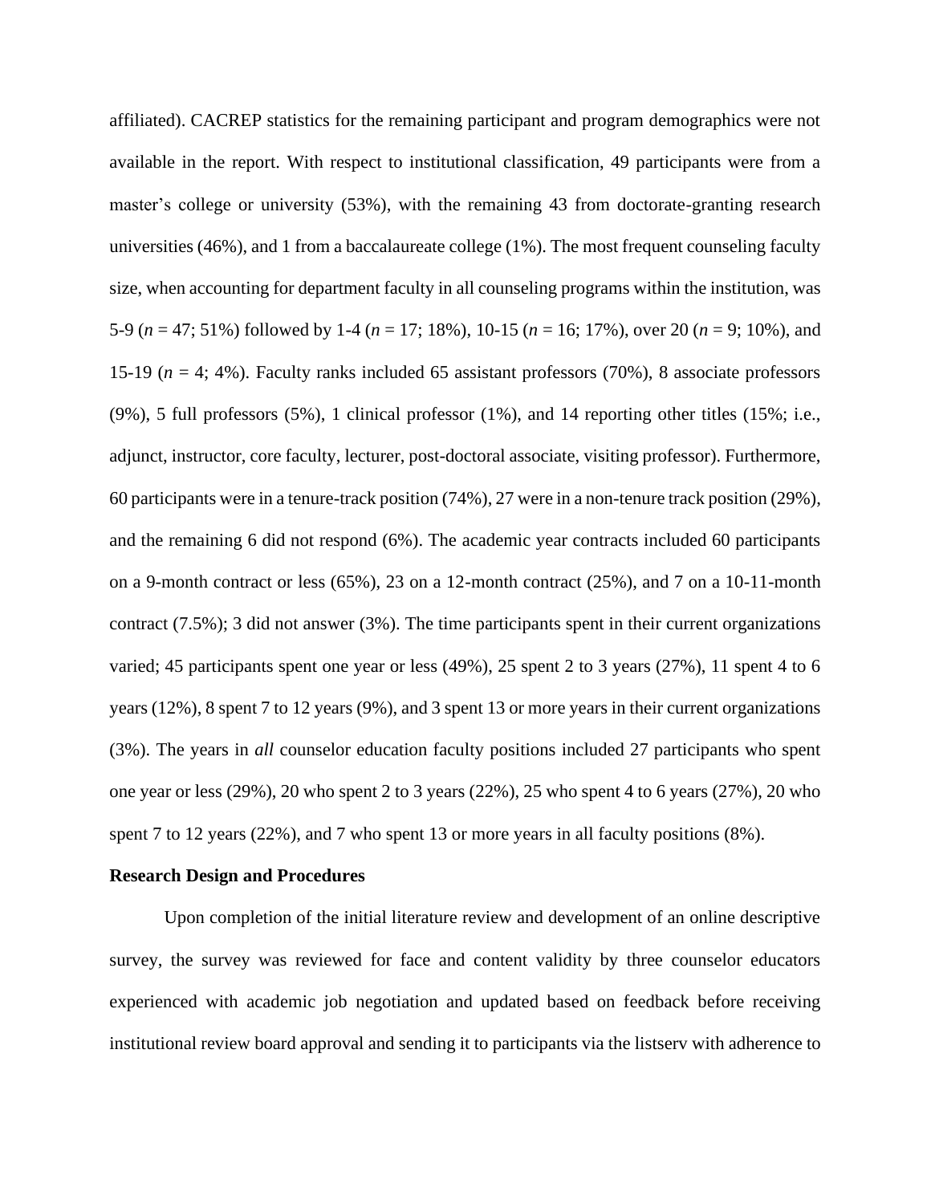affiliated). CACREP statistics for the remaining participant and program demographics were not available in the report. With respect to institutional classification, 49 participants were from a master's college or university (53%), with the remaining 43 from doctorate-granting research universities (46%), and 1 from a baccalaureate college (1%). The most frequent counseling faculty size, when accounting for department faculty in all counseling programs within the institution, was 5-9 (*n* = 47; 51%) followed by 1-4 (*n* = 17; 18%), 10-15 (*n* = 16; 17%), over 20 (*n* = 9; 10%), and 15-19 (*n* = 4; 4%). Faculty ranks included 65 assistant professors (70%), 8 associate professors (9%), 5 full professors (5%), 1 clinical professor (1%), and 14 reporting other titles (15%; i.e., adjunct, instructor, core faculty, lecturer, post-doctoral associate, visiting professor). Furthermore, 60 participants were in a tenure-track position (74%), 27 were in a non-tenure track position (29%), and the remaining 6 did not respond (6%). The academic year contracts included 60 participants on a 9-month contract or less (65%), 23 on a 12-month contract (25%), and 7 on a 10-11-month contract (7.5%); 3 did not answer (3%). The time participants spent in their current organizations varied; 45 participants spent one year or less (49%), 25 spent 2 to 3 years (27%), 11 spent 4 to 6 years (12%), 8 spent 7 to 12 years (9%), and 3 spent 13 or more years in their current organizations (3%). The years in *all* counselor education faculty positions included 27 participants who spent one year or less (29%), 20 who spent 2 to 3 years (22%), 25 who spent 4 to 6 years (27%), 20 who spent 7 to 12 years (22%), and 7 who spent 13 or more years in all faculty positions (8%).

**Research Design and Procedures**

Upon completion of the initial literature review and development of an online descriptive survey, the survey was reviewed for face and content validity by three counselor educators experienced with academic job negotiation and updated based on feedback before receiving institutional review board approval and sending it to participants via the listserv with adherence to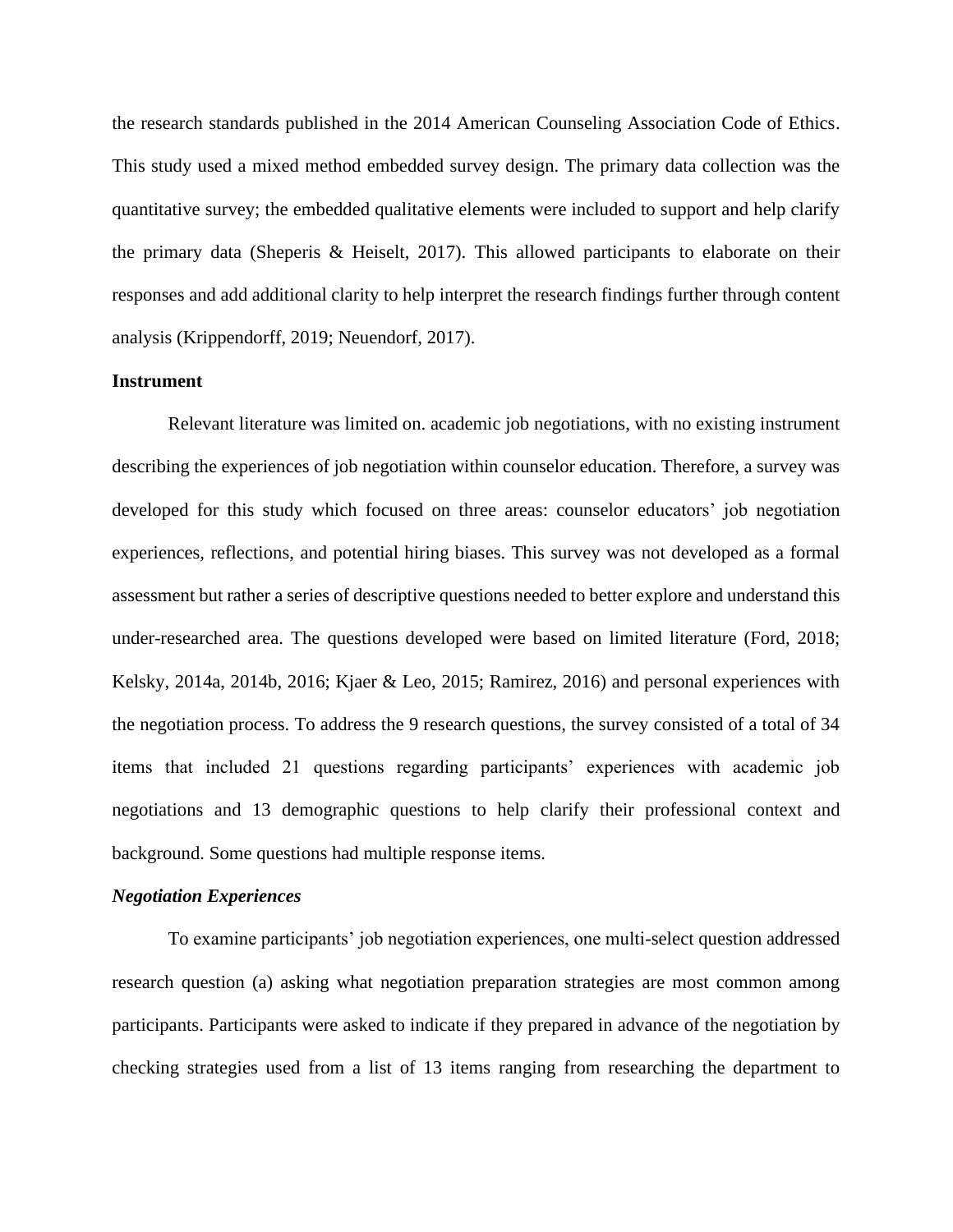the research standards published in the 2014 American Counseling Association Code of Ethics. This study used a mixed method embedded survey design. The primary data collection was the quantitative survey; the embedded qualitative elements were included to support and help clarify the primary data (Sheperis & Heiselt, 2017). This allowed participants to elaborate on their responses and add additional clarity to help interpret the research findings further through content analysis (Krippendorff, 2019; Neuendorf, 2017).

**Instrument**

Relevant literature was limited on. academic job negotiations, with no existing instrument describing the experiences of job negotiation within counselor education. Therefore, a survey was developed for this study which focused on three areas: counselor educators' job negotiation experiences, reflections, and potential hiring biases. This survey was not developed as a formal assessment but rather a series of descriptive questions needed to better explore and understand this under-researched area. The questions developed were based on limited literature (Ford, 2018; Kelsky, 2014a, 2014b, 2016; Kjaer & Leo, 2015; Ramirez, 2016) and personal experiences with the negotiation process. To address the 9 research questions, the survey consisted of a total of 34 items that included 21 questions regarding participants' experiences with academic job negotiations and 13 demographic questions to help clarify their professional context and background. Some questions had multiple response items.

***Negotiation Experiences***

To examine participants' job negotiation experiences, one multi-select question addressed research question (a) asking what negotiation preparation strategies are most common among participants. Participants were asked to indicate if they prepared in advance of the negotiation by checking strategies used from a list of 13 items ranging from researching the department to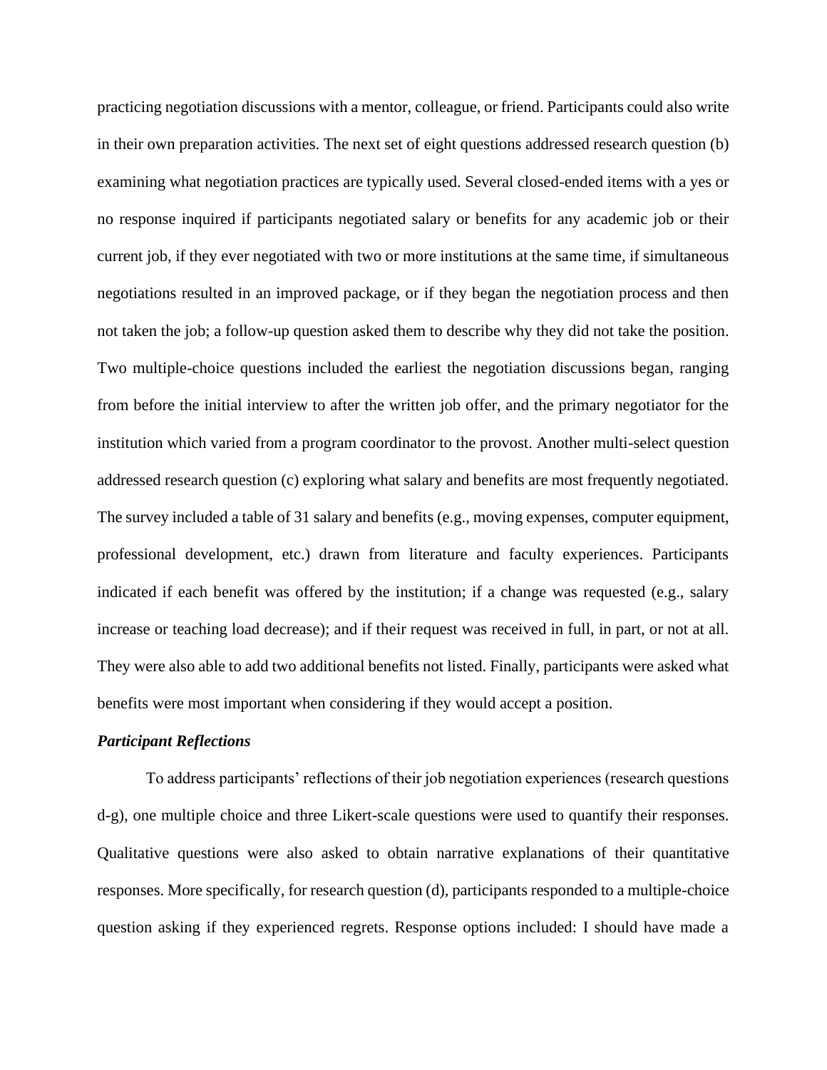practicing negotiation discussions with a mentor, colleague, or friend. Participants could also write in their own preparation activities. The next set of eight questions addressed research question (b) examining what negotiation practices are typically used. Several closed-ended items with a yes or no response inquired if participants negotiated salary or benefits for any academic job or their current job, if they ever negotiated with two or more institutions at the same time, if simultaneous negotiations resulted in an improved package, or if they began the negotiation process and then not taken the job; a follow-up question asked them to describe why they did not take the position. Two multiple-choice questions included the earliest the negotiation discussions began, ranging from before the initial interview to after the written job offer, and the primary negotiator for the institution which varied from a program coordinator to the provost. Another multi-select question addressed research question (c) exploring what salary and benefits are most frequently negotiated. The survey included a table of 31 salary and benefits (e.g., moving expenses, computer equipment, professional development, etc.) drawn from literature and faculty experiences. Participants indicated if each benefit was offered by the institution; if a change was requested (e.g., salary increase or teaching load decrease); and if their request was received in full, in part, or not at all. They were also able to add two additional benefits not listed. Finally, participants were asked what benefits were most important when considering if they would accept a position.

***Participant Reflections***

To address participants' reflections of their job negotiation experiences (research questions d-g), one multiple choice and three Likert-scale questions were used to quantify their responses. Qualitative questions were also asked to obtain narrative explanations of their quantitative responses. More specifically, for research question (d), participants responded to a multiple-choice question asking if they experienced regrets. Response options included: I should have made a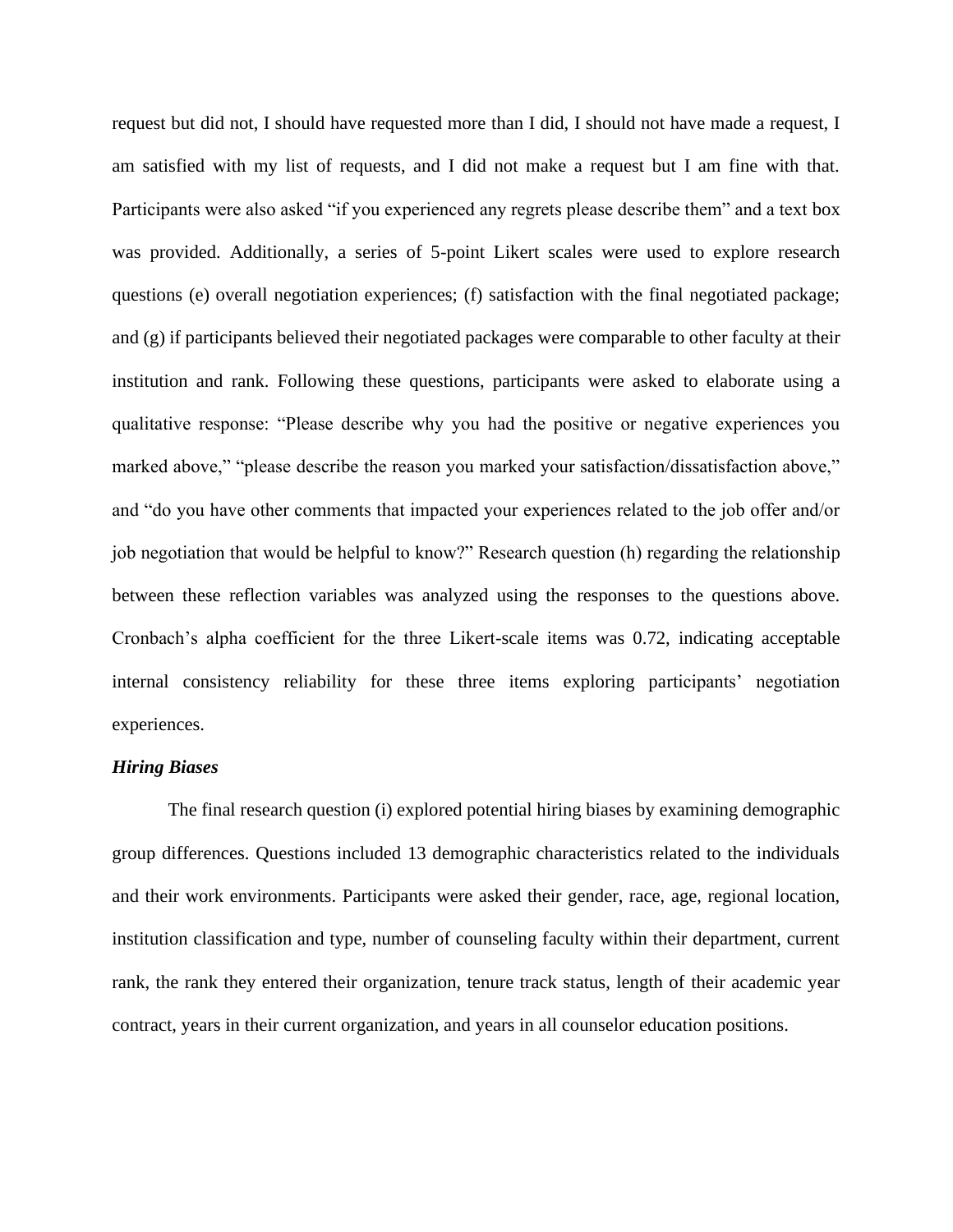request but did not, I should have requested more than I did, I should not have made a request, I am satisfied with my list of requests, and I did not make a request but I am fine with that. Participants were also asked "if you experienced any regrets please describe them" and a text box was provided. Additionally, a series of 5-point Likert scales were used to explore research questions (e) overall negotiation experiences; (f) satisfaction with the final negotiated package; and (g) if participants believed their negotiated packages were comparable to other faculty at their institution and rank. Following these questions, participants were asked to elaborate using a qualitative response: "Please describe why you had the positive or negative experiences you marked above," "please describe the reason you marked your satisfaction/dissatisfaction above," and "do you have other comments that impacted your experiences related to the job offer and/or job negotiation that would be helpful to know?" Research question (h) regarding the relationship between these reflection variables was analyzed using the responses to the questions above. Cronbach's alpha coefficient for the three Likert-scale items was 0.72, indicating acceptable internal consistency reliability for these three items exploring participants' negotiation experiences.

### *Hiring Biases*

The final research question (i) explored potential hiring biases by examining demographic group differences. Questions included 13 demographic characteristics related to the individuals and their work environments. Participants were asked their gender, race, age, regional location, institution classification and type, number of counseling faculty within their department, current rank, the rank they entered their organization, tenure track status, length of their academic year contract, years in their current organization, and years in all counselor education positions.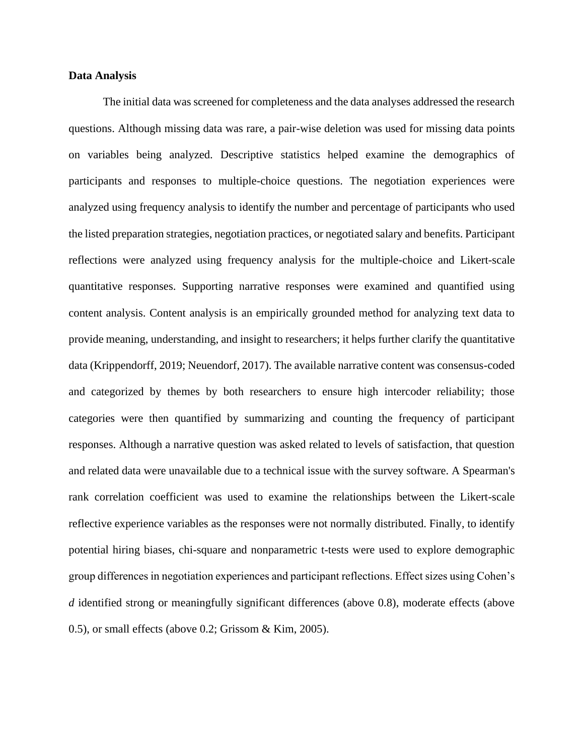**Data Analysis**

The initial data was screened for completeness and the data analyses addressed the research questions. Although missing data was rare, a pair-wise deletion was used for missing data points on variables being analyzed. Descriptive statistics helped examine the demographics of participants and responses to multiple-choice questions. The negotiation experiences were analyzed using frequency analysis to identify the number and percentage of participants who used the listed preparation strategies, negotiation practices, or negotiated salary and benefits. Participant reflections were analyzed using frequency analysis for the multiple-choice and Likert-scale quantitative responses. Supporting narrative responses were examined and quantified using content analysis. Content analysis is an empirically grounded method for analyzing text data to provide meaning, understanding, and insight to researchers; it helps further clarify the quantitative data (Krippendorff, 2019; Neuendorf, 2017). The available narrative content was consensus-coded and categorized by themes by both researchers to ensure high intercoder reliability; those categories were then quantified by summarizing and counting the frequency of participant responses. Although a narrative question was asked related to levels of satisfaction, that question and related data were unavailable due to a technical issue with the survey software. A Spearman's rank correlation coefficient was used to examine the relationships between the Likert-scale reflective experience variables as the responses were not normally distributed. Finally, to identify potential hiring biases, chi-square and nonparametric t-tests were used to explore demographic group differences in negotiation experiences and participant reflections. Effect sizes using Cohen's $d$ identified strong or meaningfully significant differences (above 0.8), moderate effects (above 0.5), or small effects (above 0.2; Grissom & Kim, 2005).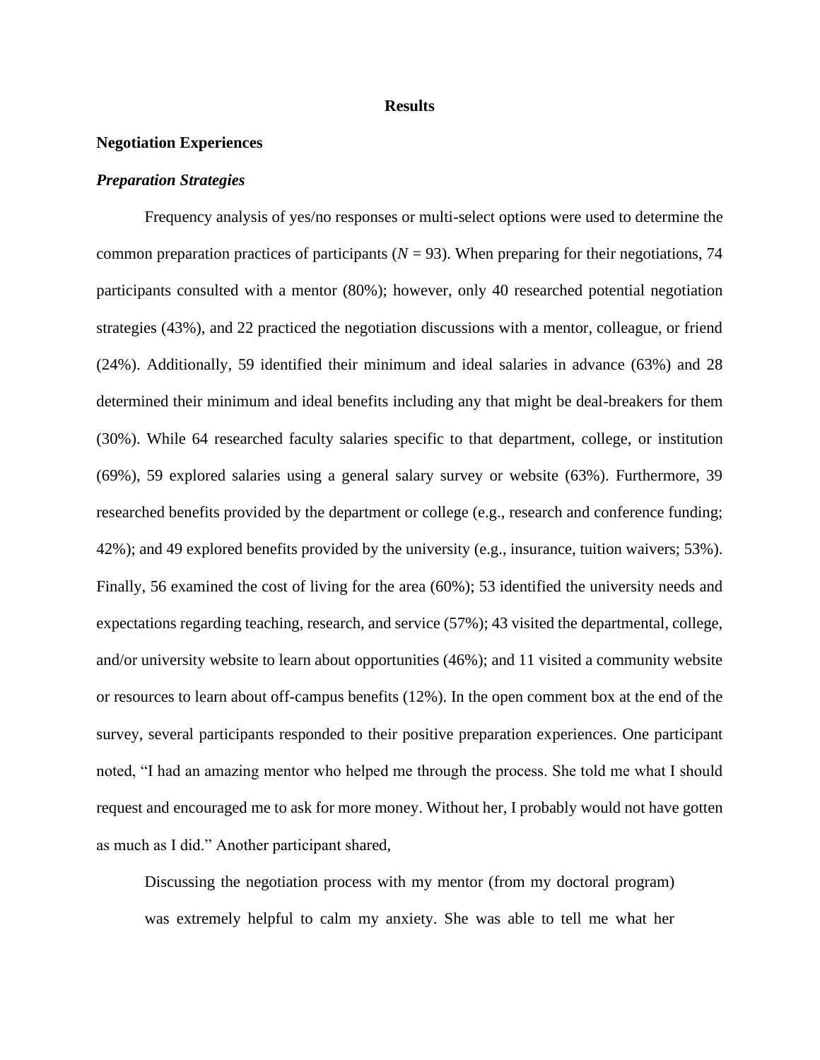# Results

## Negotiation Experiences

### *Preparation Strategies*

Frequency analysis of yes/no responses or multi-select options were used to determine the common preparation practices of participants (*N* = 93). When preparing for their negotiations, 74 participants consulted with a mentor (80%); however, only 40 researched potential negotiation strategies (43%), and 22 practiced the negotiation discussions with a mentor, colleague, or friend (24%). Additionally, 59 identified their minimum and ideal salaries in advance (63%) and 28 determined their minimum and ideal benefits including any that might be deal-breakers for them (30%). While 64 researched faculty salaries specific to that department, college, or institution (69%), 59 explored salaries using a general salary survey or website (63%). Furthermore, 39 researched benefits provided by the department or college (e.g., research and conference funding; 42%); and 49 explored benefits provided by the university (e.g., insurance, tuition waivers; 53%). Finally, 56 examined the cost of living for the area (60%); 53 identified the university needs and expectations regarding teaching, research, and service (57%); 43 visited the departmental, college, and/or university website to learn about opportunities (46%); and 11 visited a community website or resources to learn about off-campus benefits (12%). In the open comment box at the end of the survey, several participants responded to their positive preparation experiences. One participant noted, "I had an amazing mentor who helped me through the process. She told me what I should request and encouraged me to ask for more money. Without her, I probably would not have gotten as much as I did." Another participant shared,

> Discussing the negotiation process with my mentor (from my doctoral program) was extremely helpful to calm my anxiety. She was able to tell me what her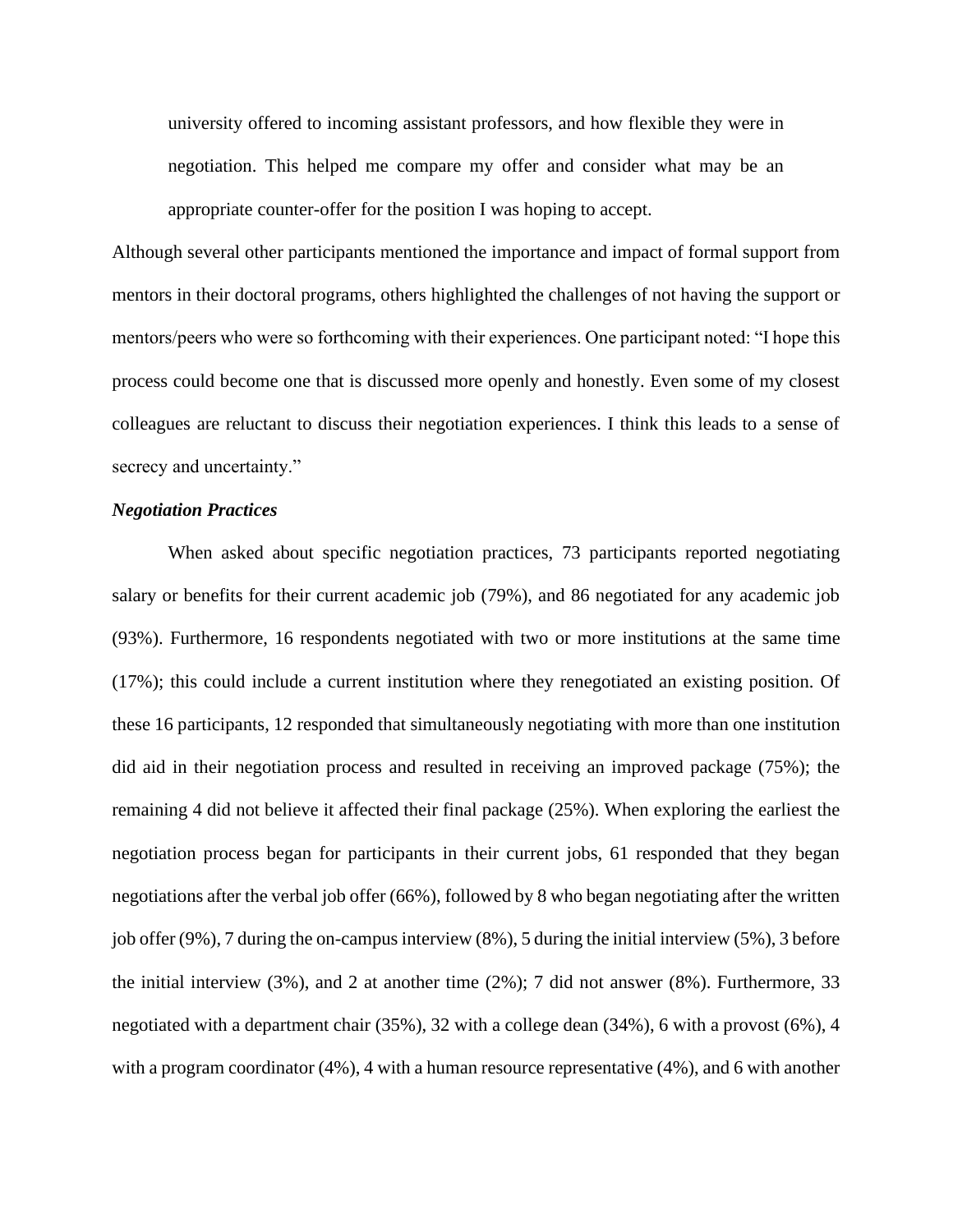> university offered to incoming assistant professors, and how flexible they were in negotiation. This helped me compare my offer and consider what may be an appropriate counter-offer for the position I was hoping to accept.

Although several other participants mentioned the importance and impact of formal support from mentors in their doctoral programs, others highlighted the challenges of not having the support or mentors/peers who were so forthcoming with their experiences. One participant noted: "I hope this process could become one that is discussed more openly and honestly. Even some of my closest colleagues are reluctant to discuss their negotiation experiences. I think this leads to a sense of secrecy and uncertainty."

### *Negotiation Practices*

When asked about specific negotiation practices, 73 participants reported negotiating salary or benefits for their current academic job (79%), and 86 negotiated for any academic job (93%). Furthermore, 16 respondents negotiated with two or more institutions at the same time (17%); this could include a current institution where they renegotiated an existing position. Of these 16 participants, 12 responded that simultaneously negotiating with more than one institution did aid in their negotiation process and resulted in receiving an improved package (75%); the remaining 4 did not believe it affected their final package (25%). When exploring the earliest the negotiation process began for participants in their current jobs, 61 responded that they began negotiations after the verbal job offer (66%), followed by 8 who began negotiating after the written job offer (9%), 7 during the on-campus interview (8%), 5 during the initial interview (5%), 3 before the initial interview (3%), and 2 at another time (2%); 7 did not answer (8%). Furthermore, 33 negotiated with a department chair (35%), 32 with a college dean (34%), 6 with a provost (6%), 4 with a program coordinator (4%), 4 with a human resource representative (4%), and 6 with another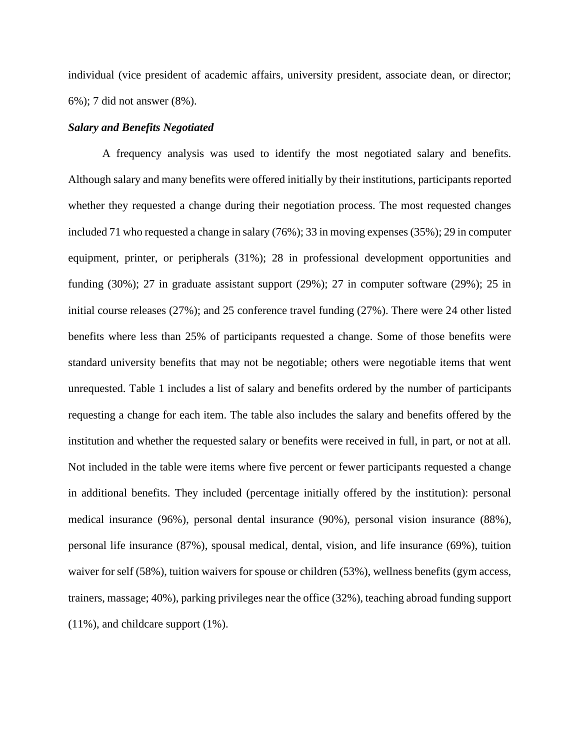individual (vice president of academic affairs, university president, associate dean, or director; 6%); 7 did not answer (8%).

### *Salary and Benefits Negotiated*

A frequency analysis was used to identify the most negotiated salary and benefits. Although salary and many benefits were offered initially by their institutions, participants reported whether they requested a change during their negotiation process. The most requested changes included 71 who requested a change in salary (76%); 33 in moving expenses (35%); 29 in computer equipment, printer, or peripherals (31%); 28 in professional development opportunities and funding (30%); 27 in graduate assistant support (29%); 27 in computer software (29%); 25 in initial course releases (27%); and 25 conference travel funding (27%). There were 24 other listed benefits where less than 25% of participants requested a change. Some of those benefits were standard university benefits that may not be negotiable; others were negotiable items that went unrequested. Table 1 includes a list of salary and benefits ordered by the number of participants requesting a change for each item. The table also includes the salary and benefits offered by the institution and whether the requested salary or benefits were received in full, in part, or not at all. Not included in the table were items where five percent or fewer participants requested a change in additional benefits. They included (percentage initially offered by the institution): personal medical insurance (96%), personal dental insurance (90%), personal vision insurance (88%), personal life insurance (87%), spousal medical, dental, vision, and life insurance (69%), tuition waiver for self (58%), tuition waivers for spouse or children (53%), wellness benefits (gym access, trainers, massage; 40%), parking privileges near the office (32%), teaching abroad funding support (11%), and childcare support (1%).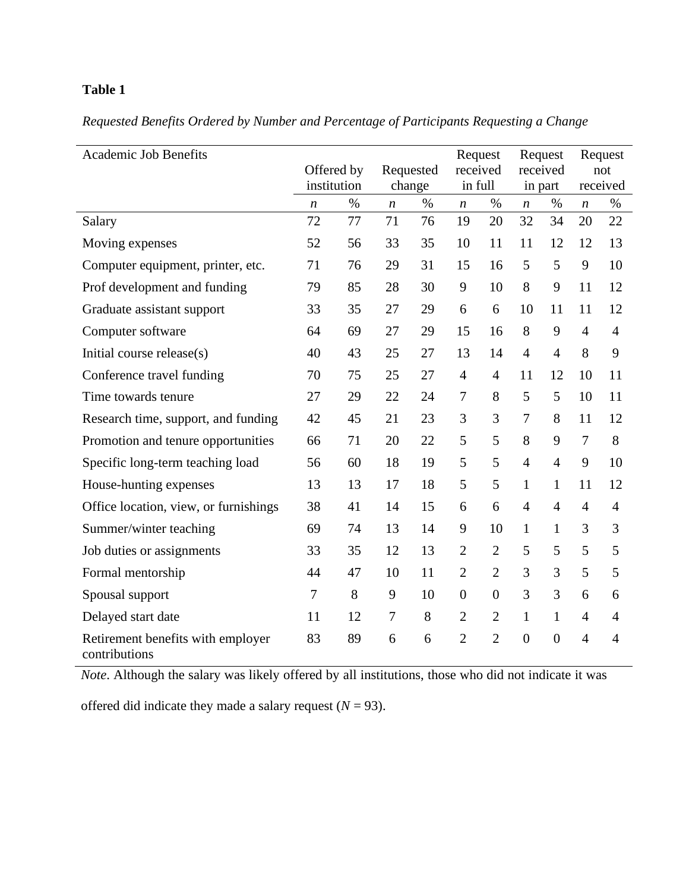**Table 1**

*Requested Benefits Ordered by Number and Percentage of Participants Requesting a Change*

| Academic Job Benefits | Offered by institution | | Requested change | | Request received in full | | Request received in part | | Request not received | |
|---|---|---|---|---|---|---|---|---|---|---|
| | *n* | % | *n* | % | *n* | % | *n* | % | *n* | % |
| Salary | 72 | 77 | 71 | 76 | 19 | 20 | 32 | 34 | 20 | 22 |
| Moving expenses | 52 | 56 | 33 | 35 | 10 | 11 | 11 | 12 | 12 | 13 |
| Computer equipment, printer, etc. | 71 | 76 | 29 | 31 | 15 | 16 | 5 | 5 | 9 | 10 |
| Prof development and funding | 79 | 85 | 28 | 30 | 9 | 10 | 8 | 9 | 11 | 12 |
| Graduate assistant support | 33 | 35 | 27 | 29 | 6 | 6 | 10 | 11 | 11 | 12 |
| Computer software | 64 | 69 | 27 | 29 | 15 | 16 | 8 | 9 | 4 | 4 |
| Initial course release(s) | 40 | 43 | 25 | 27 | 13 | 14 | 4 | 4 | 8 | 9 |
| Conference travel funding | 70 | 75 | 25 | 27 | 4 | 4 | 11 | 12 | 10 | 11 |
| Time towards tenure | 27 | 29 | 22 | 24 | 7 | 8 | 5 | 5 | 10 | 11 |
| Research time, support, and funding | 42 | 45 | 21 | 23 | 3 | 3 | 7 | 8 | 11 | 12 |
| Promotion and tenure opportunities | 66 | 71 | 20 | 22 | 5 | 5 | 8 | 9 | 7 | 8 |
| Specific long-term teaching load | 56 | 60 | 18 | 19 | 5 | 5 | 4 | 4 | 9 | 10 |
| House-hunting expenses | 13 | 13 | 17 | 18 | 5 | 5 | 1 | 1 | 11 | 12 |
| Office location, view, or furnishings | 38 | 41 | 14 | 15 | 6 | 6 | 4 | 4 | 4 | 4 |
| Summer/winter teaching | 69 | 74 | 13 | 14 | 9 | 10 | 1 | 1 | 3 | 3 |
| Job duties or assignments | 33 | 35 | 12 | 13 | 2 | 2 | 5 | 5 | 5 | 5 |
| Formal mentorship | 44 | 47 | 10 | 11 | 2 | 2 | 3 | 3 | 5 | 5 |
| Spousal support | 7 | 8 | 9 | 10 | 0 | 0 | 3 | 3 | 6 | 6 |
| Delayed start date | 11 | 12 | 7 | 8 | 2 | 2 | 1 | 1 | 4 | 4 |
| Retirement benefits with employer contributions | 83 | 89 | 6 | 6 | 2 | 2 | 0 | 0 | 4 | 4 |

*Note*. Although the salary was likely offered by all institutions, those who did not indicate it was offered did indicate they made a salary request ($N$ = 93).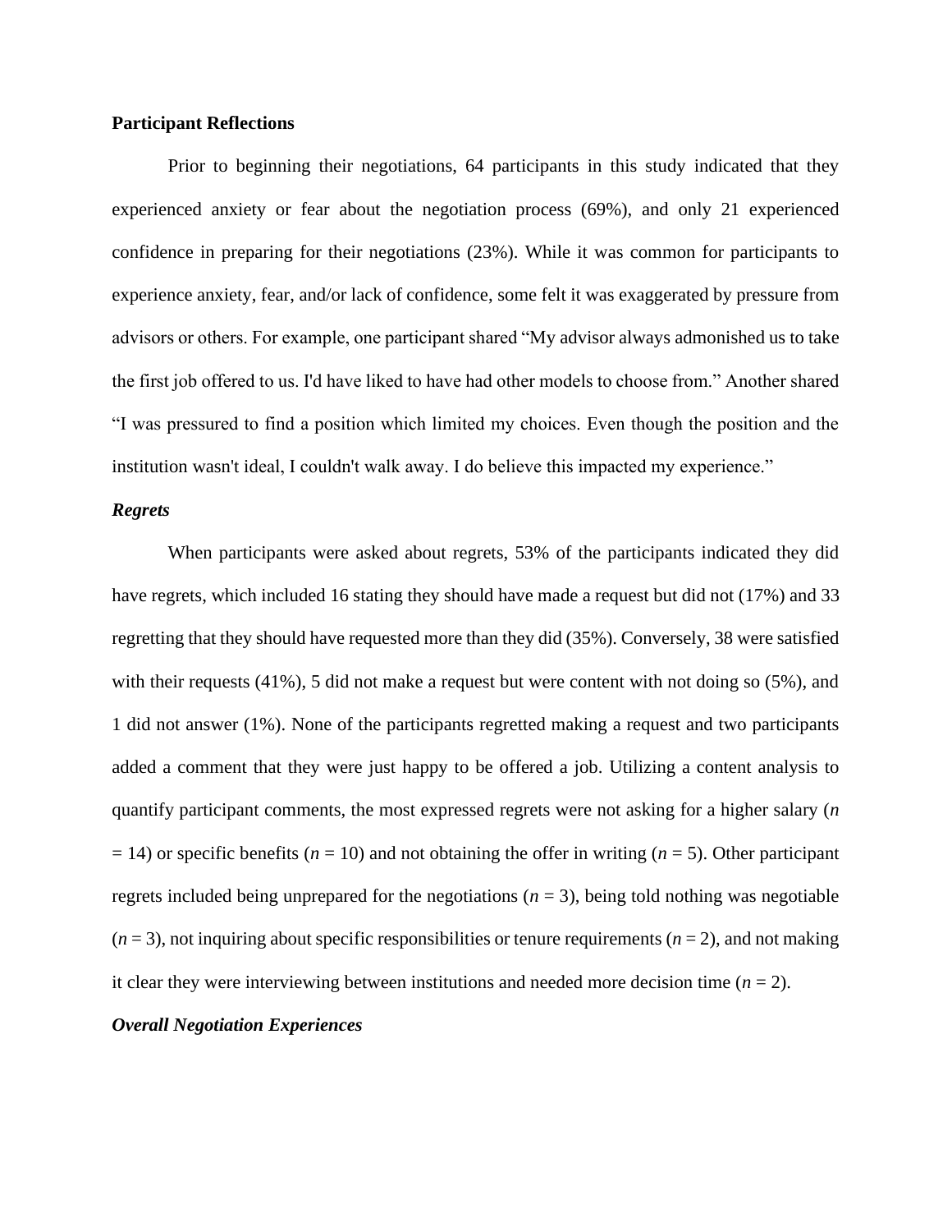**Participant Reflections**

Prior to beginning their negotiations, 64 participants in this study indicated that they experienced anxiety or fear about the negotiation process (69%), and only 21 experienced confidence in preparing for their negotiations (23%). While it was common for participants to experience anxiety, fear, and/or lack of confidence, some felt it was exaggerated by pressure from advisors or others. For example, one participant shared "My advisor always admonished us to take the first job offered to us. I'd have liked to have had other models to choose from." Another shared "I was pressured to find a position which limited my choices. Even though the position and the institution wasn't ideal, I couldn't walk away. I do believe this impacted my experience."

***Regrets***

When participants were asked about regrets, 53% of the participants indicated they did have regrets, which included 16 stating they should have made a request but did not (17%) and 33 regretting that they should have requested more than they did (35%). Conversely, 38 were satisfied with their requests (41%), 5 did not make a request but were content with not doing so (5%), and 1 did not answer (1%). None of the participants regretted making a request and two participants added a comment that they were just happy to be offered a job. Utilizing a content analysis to quantify participant comments, the most expressed regrets were not asking for a higher salary ($n$ = 14) or specific benefits ($n$ = 10) and not obtaining the offer in writing ($n$ = 5). Other participant regrets included being unprepared for the negotiations ($n$ = 3), being told nothing was negotiable ($n$ = 3), not inquiring about specific responsibilities or tenure requirements ($n$ = 2), and not making it clear they were interviewing between institutions and needed more decision time ($n$ = 2).

***Overall Negotiation Experiences***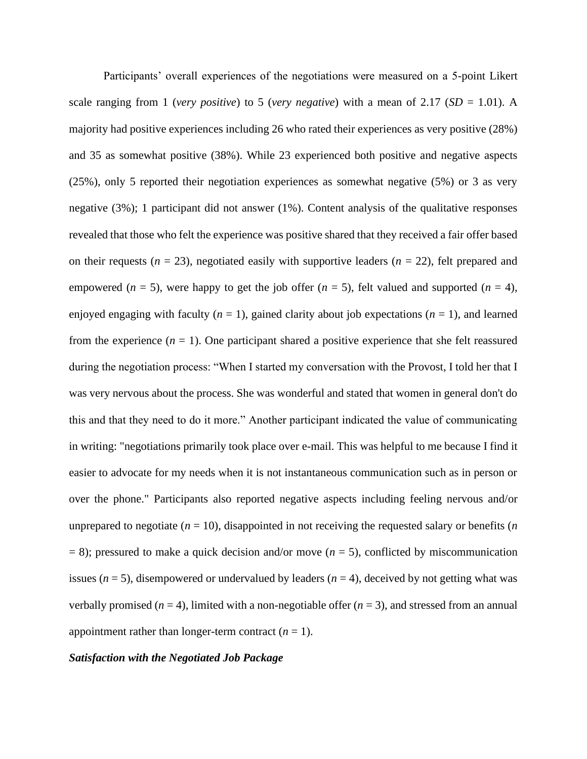Participants' overall experiences of the negotiations were measured on a 5-point Likert scale ranging from 1 (*very positive*) to 5 (*very negative*) with a mean of 2.17 ($SD$ = 1.01). A majority had positive experiences including 26 who rated their experiences as very positive (28%) and 35 as somewhat positive (38%). While 23 experienced both positive and negative aspects (25%), only 5 reported their negotiation experiences as somewhat negative (5%) or 3 as very negative (3%); 1 participant did not answer (1%). Content analysis of the qualitative responses revealed that those who felt the experience was positive shared that they received a fair offer based on their requests ($n$ = 23), negotiated easily with supportive leaders ($n$ = 22), felt prepared and empowered ($n$ = 5), were happy to get the job offer ($n$ = 5), felt valued and supported ($n$ = 4), enjoyed engaging with faculty ($n$ = 1), gained clarity about job expectations ($n$ = 1), and learned from the experience ($n$ = 1). One participant shared a positive experience that she felt reassured during the negotiation process: "When I started my conversation with the Provost, I told her that I was very nervous about the process. She was wonderful and stated that women in general don't do this and that they need to do it more." Another participant indicated the value of communicating in writing: "negotiations primarily took place over e-mail. This was helpful to me because I find it easier to advocate for my needs when it is not instantaneous communication such as in person or over the phone." Participants also reported negative aspects including feeling nervous and/or unprepared to negotiate ($n$ = 10), disappointed in not receiving the requested salary or benefits ($n$ = 8); pressured to make a quick decision and/or move ($n$ = 5), conflicted by miscommunication issues ($n$ = 5), disempowered or undervalued by leaders ($n$ = 4), deceived by not getting what was verbally promised ($n$ = 4), limited with a non-negotiable offer ($n$ = 3), and stressed from an annual appointment rather than longer-term contract ($n$ = 1).

***Satisfaction with the Negotiated Job Package***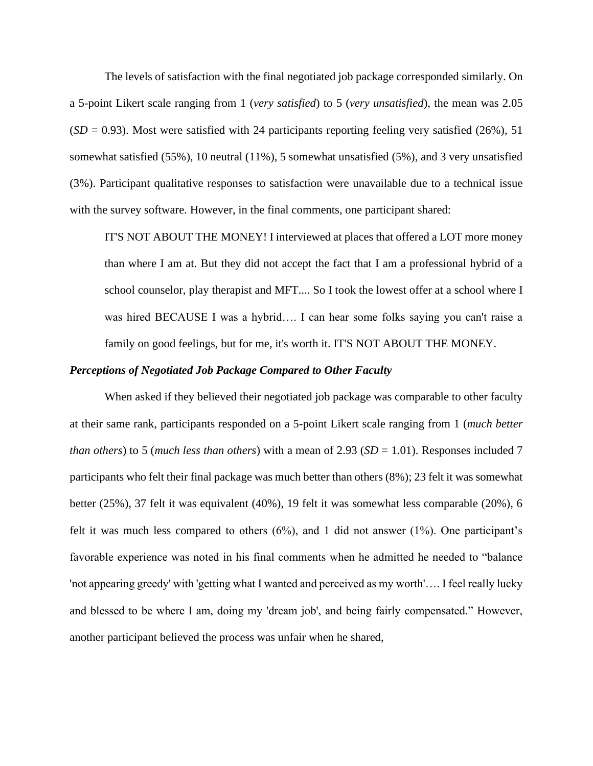The levels of satisfaction with the final negotiated job package corresponded similarly. On a 5-point Likert scale ranging from 1 (*very satisfied*) to 5 (*very unsatisfied*), the mean was 2.05 (*SD* = 0.93). Most were satisfied with 24 participants reporting feeling very satisfied (26%), 51 somewhat satisfied (55%), 10 neutral (11%), 5 somewhat unsatisfied (5%), and 3 very unsatisfied (3%). Participant qualitative responses to satisfaction were unavailable due to a technical issue with the survey software. However, in the final comments, one participant shared:

> IT'S NOT ABOUT THE MONEY! I interviewed at places that offered a LOT more money than where I am at. But they did not accept the fact that I am a professional hybrid of a school counselor, play therapist and MFT.... So I took the lowest offer at a school where I was hired BECAUSE I was a hybrid…. I can hear some folks saying you can't raise a family on good feelings, but for me, it's worth it. IT'S NOT ABOUT THE MONEY.

### *Perceptions of Negotiated Job Package Compared to Other Faculty*

When asked if they believed their negotiated job package was comparable to other faculty at their same rank, participants responded on a 5-point Likert scale ranging from 1 (*much better than others*) to 5 (*much less than others*) with a mean of 2.93 (*SD* = 1.01). Responses included 7 participants who felt their final package was much better than others (8%); 23 felt it was somewhat better (25%), 37 felt it was equivalent (40%), 19 felt it was somewhat less comparable (20%), 6 felt it was much less compared to others (6%), and 1 did not answer (1%). One participant's favorable experience was noted in his final comments when he admitted he needed to "balance 'not appearing greedy' with 'getting what I wanted and perceived as my worth'…. I feel really lucky and blessed to be where I am, doing my 'dream job', and being fairly compensated." However, another participant believed the process was unfair when he shared,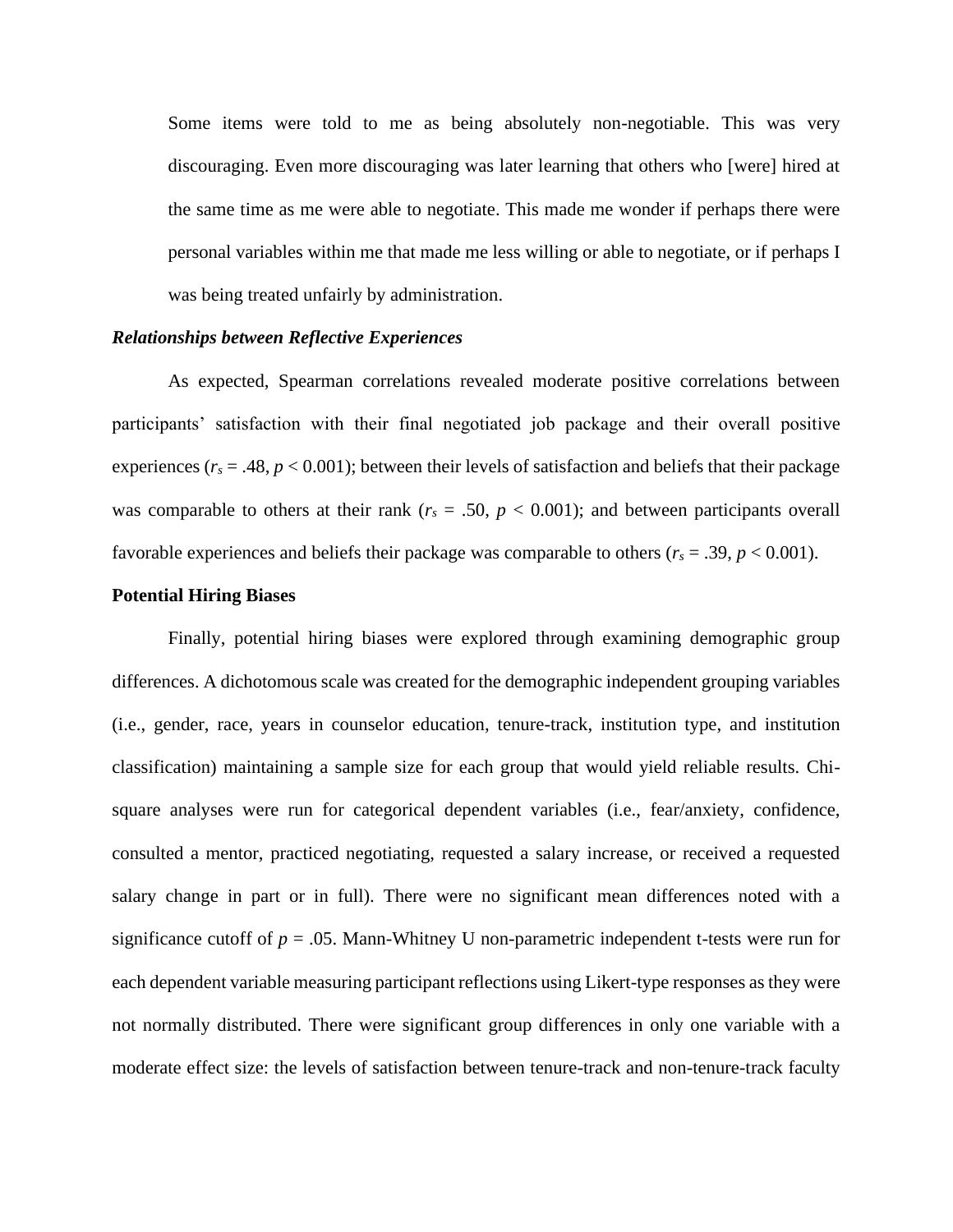> Some items were told to me as being absolutely non-negotiable. This was very discouraging. Even more discouraging was later learning that others who [were] hired at the same time as me were able to negotiate. This made me wonder if perhaps there were personal variables within me that made me less willing or able to negotiate, or if perhaps I was being treated unfairly by administration.

### *Relationships between Reflective Experiences*

As expected, Spearman correlations revealed moderate positive correlations between participants' satisfaction with their final negotiated job package and their overall positive experiences ($r_s = .48$, $p < 0.001$); between their levels of satisfaction and beliefs that their package was comparable to others at their rank ($r_s = .50$, $p < 0.001$); and between participants overall favorable experiences and beliefs their package was comparable to others ($r_s = .39$, $p < 0.001$).

## Potential Hiring Biases

Finally, potential hiring biases were explored through examining demographic group differences. A dichotomous scale was created for the demographic independent grouping variables (i.e., gender, race, years in counselor education, tenure-track, institution type, and institution classification) maintaining a sample size for each group that would yield reliable results. Chi-square analyses were run for categorical dependent variables (i.e., fear/anxiety, confidence, consulted a mentor, practiced negotiating, requested a salary increase, or received a requested salary change in part or in full). There were no significant mean differences noted with a significance cutoff of $p = .05$. Mann-Whitney U non-parametric independent t-tests were run for each dependent variable measuring participant reflections using Likert-type responses as they were not normally distributed. There were significant group differences in only one variable with a moderate effect size: the levels of satisfaction between tenure-track and non-tenure-track faculty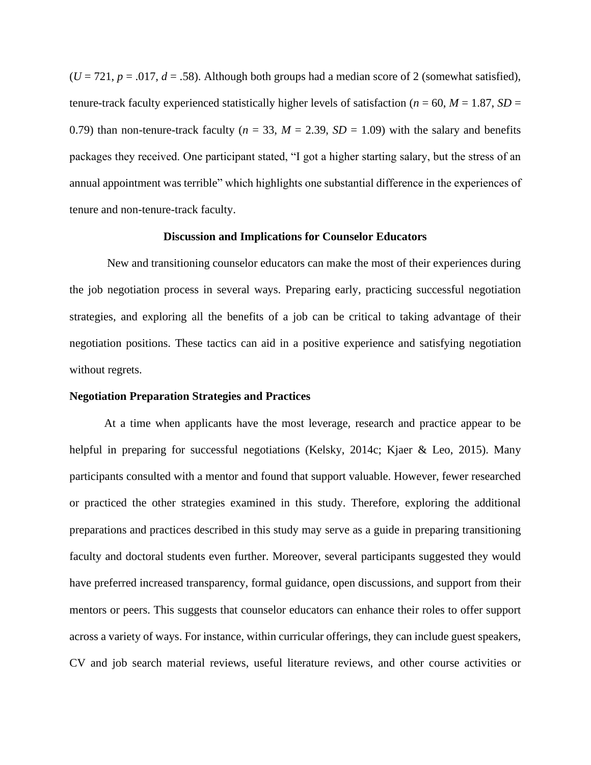($U = 721$, $p = .017$, $d = .58$). Although both groups had a median score of 2 (somewhat satisfied), tenure-track faculty experienced statistically higher levels of satisfaction ($n = 60$, $M = 1.87$, $SD = 0.79$) than non-tenure-track faculty ($n = 33$, $M = 2.39$, $SD = 1.09$) with the salary and benefits packages they received. One participant stated, "I got a higher starting salary, but the stress of an annual appointment was terrible" which highlights one substantial difference in the experiences of tenure and non-tenure-track faculty.

## Discussion and Implications for Counselor Educators

New and transitioning counselor educators can make the most of their experiences during the job negotiation process in several ways. Preparing early, practicing successful negotiation strategies, and exploring all the benefits of a job can be critical to taking advantage of their negotiation positions. These tactics can aid in a positive experience and satisfying negotiation without regrets.

### Negotiation Preparation Strategies and Practices

At a time when applicants have the most leverage, research and practice appear to be helpful in preparing for successful negotiations (Kelsky, 2014c; Kjaer & Leo, 2015). Many participants consulted with a mentor and found that support valuable. However, fewer researched or practiced the other strategies examined in this study. Therefore, exploring the additional preparations and practices described in this study may serve as a guide in preparing transitioning faculty and doctoral students even further. Moreover, several participants suggested they would have preferred increased transparency, formal guidance, open discussions, and support from their mentors or peers. This suggests that counselor educators can enhance their roles to offer support across a variety of ways. For instance, within curricular offerings, they can include guest speakers, CV and job search material reviews, useful literature reviews, and other course activities or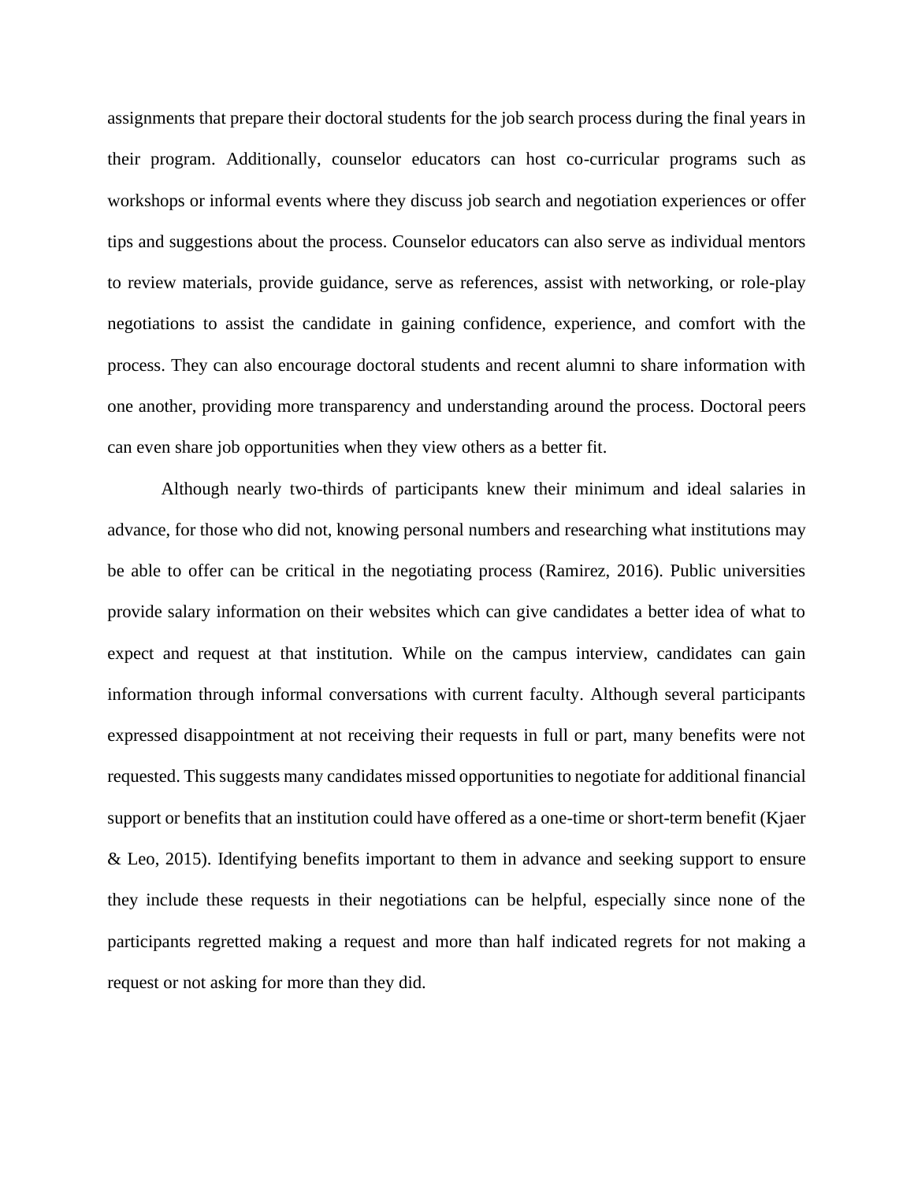assignments that prepare their doctoral students for the job search process during the final years in their program. Additionally, counselor educators can host co-curricular programs such as workshops or informal events where they discuss job search and negotiation experiences or offer tips and suggestions about the process. Counselor educators can also serve as individual mentors to review materials, provide guidance, serve as references, assist with networking, or role-play negotiations to assist the candidate in gaining confidence, experience, and comfort with the process. They can also encourage doctoral students and recent alumni to share information with one another, providing more transparency and understanding around the process. Doctoral peers can even share job opportunities when they view others as a better fit.

Although nearly two-thirds of participants knew their minimum and ideal salaries in advance, for those who did not, knowing personal numbers and researching what institutions may be able to offer can be critical in the negotiating process (Ramirez, 2016). Public universities provide salary information on their websites which can give candidates a better idea of what to expect and request at that institution. While on the campus interview, candidates can gain information through informal conversations with current faculty. Although several participants expressed disappointment at not receiving their requests in full or part, many benefits were not requested. This suggests many candidates missed opportunities to negotiate for additional financial support or benefits that an institution could have offered as a one-time or short-term benefit (Kjaer & Leo, 2015). Identifying benefits important to them in advance and seeking support to ensure they include these requests in their negotiations can be helpful, especially since none of the participants regretted making a request and more than half indicated regrets for not making a request or not asking for more than they did.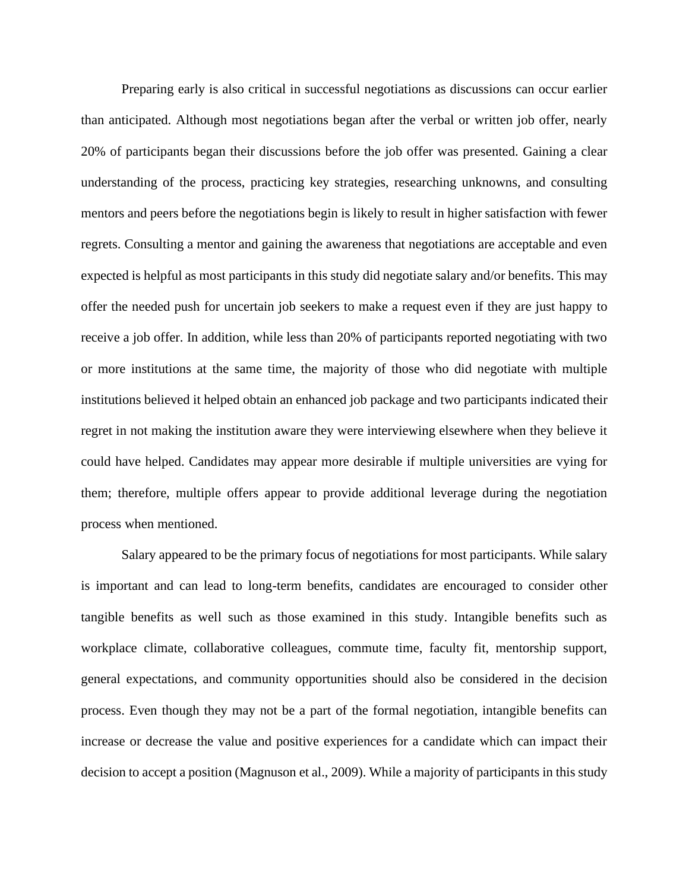Preparing early is also critical in successful negotiations as discussions can occur earlier than anticipated. Although most negotiations began after the verbal or written job offer, nearly 20% of participants began their discussions before the job offer was presented. Gaining a clear understanding of the process, practicing key strategies, researching unknowns, and consulting mentors and peers before the negotiations begin is likely to result in higher satisfaction with fewer regrets. Consulting a mentor and gaining the awareness that negotiations are acceptable and even expected is helpful as most participants in this study did negotiate salary and/or benefits. This may offer the needed push for uncertain job seekers to make a request even if they are just happy to receive a job offer. In addition, while less than 20% of participants reported negotiating with two or more institutions at the same time, the majority of those who did negotiate with multiple institutions believed it helped obtain an enhanced job package and two participants indicated their regret in not making the institution aware they were interviewing elsewhere when they believe it could have helped. Candidates may appear more desirable if multiple universities are vying for them; therefore, multiple offers appear to provide additional leverage during the negotiation process when mentioned.

Salary appeared to be the primary focus of negotiations for most participants. While salary is important and can lead to long-term benefits, candidates are encouraged to consider other tangible benefits as well such as those examined in this study. Intangible benefits such as workplace climate, collaborative colleagues, commute time, faculty fit, mentorship support, general expectations, and community opportunities should also be considered in the decision process. Even though they may not be a part of the formal negotiation, intangible benefits can increase or decrease the value and positive experiences for a candidate which can impact their decision to accept a position (Magnuson et al., 2009). While a majority of participants in this study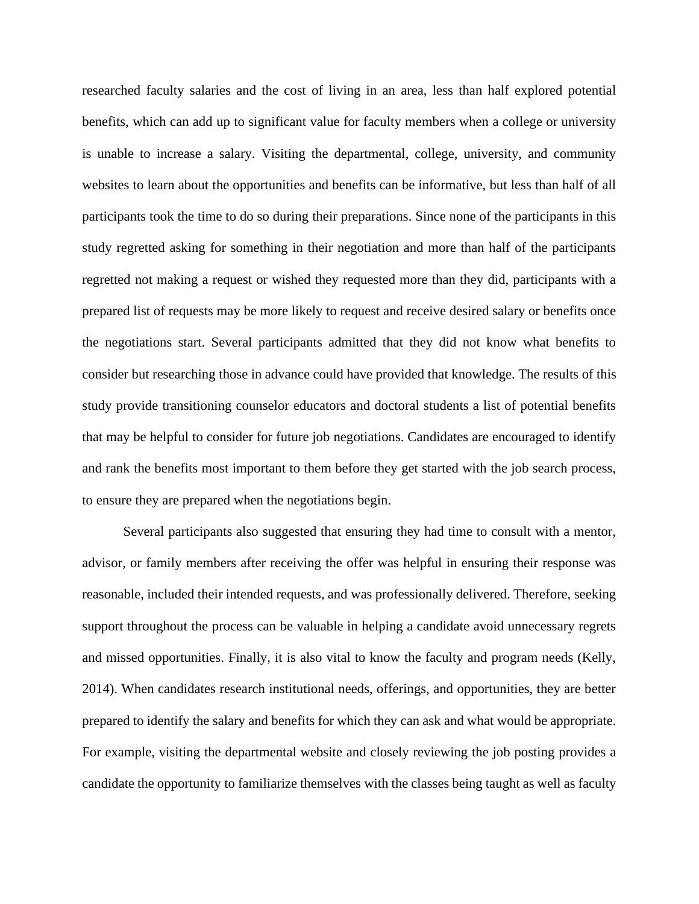researched faculty salaries and the cost of living in an area, less than half explored potential benefits, which can add up to significant value for faculty members when a college or university is unable to increase a salary. Visiting the departmental, college, university, and community websites to learn about the opportunities and benefits can be informative, but less than half of all participants took the time to do so during their preparations. Since none of the participants in this study regretted asking for something in their negotiation and more than half of the participants regretted not making a request or wished they requested more than they did, participants with a prepared list of requests may be more likely to request and receive desired salary or benefits once the negotiations start. Several participants admitted that they did not know what benefits to consider but researching those in advance could have provided that knowledge. The results of this study provide transitioning counselor educators and doctoral students a list of potential benefits that may be helpful to consider for future job negotiations. Candidates are encouraged to identify and rank the benefits most important to them before they get started with the job search process, to ensure they are prepared when the negotiations begin.

Several participants also suggested that ensuring they had time to consult with a mentor, advisor, or family members after receiving the offer was helpful in ensuring their response was reasonable, included their intended requests, and was professionally delivered. Therefore, seeking support throughout the process can be valuable in helping a candidate avoid unnecessary regrets and missed opportunities. Finally, it is also vital to know the faculty and program needs (Kelly, 2014). When candidates research institutional needs, offerings, and opportunities, they are better prepared to identify the salary and benefits for which they can ask and what would be appropriate. For example, visiting the departmental website and closely reviewing the job posting provides a candidate the opportunity to familiarize themselves with the classes being taught as well as faculty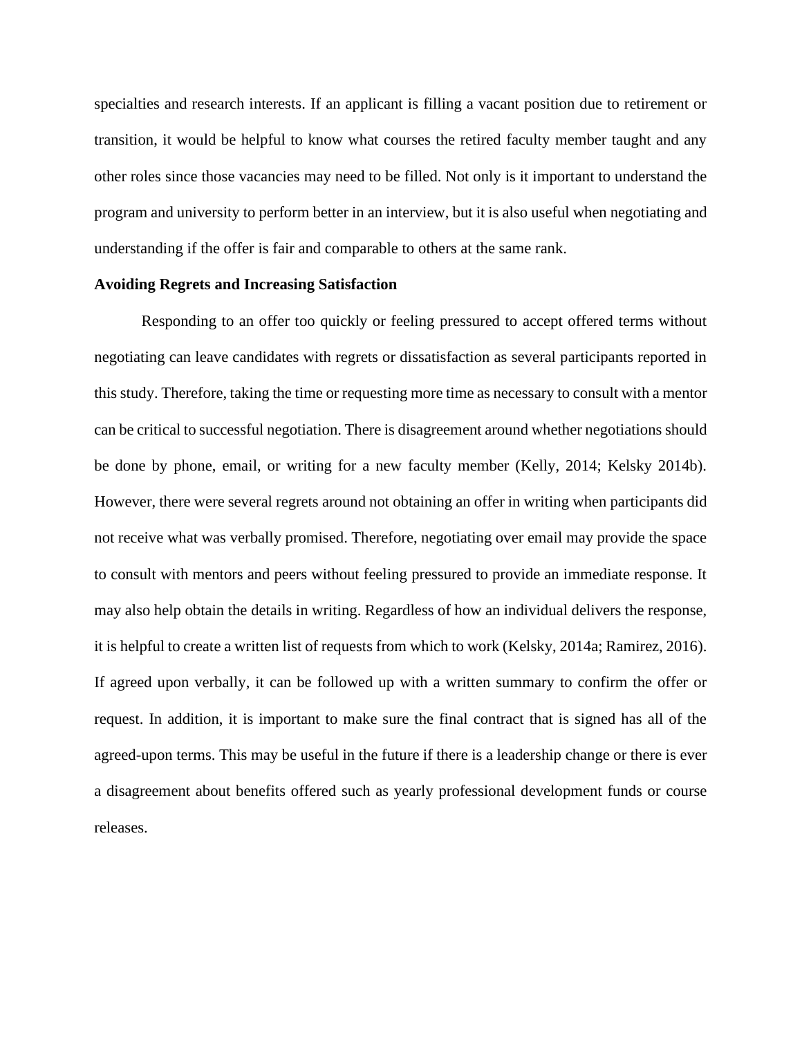specialties and research interests. If an applicant is filling a vacant position due to retirement or transition, it would be helpful to know what courses the retired faculty member taught and any other roles since those vacancies may need to be filled. Not only is it important to understand the program and university to perform better in an interview, but it is also useful when negotiating and understanding if the offer is fair and comparable to others at the same rank.

**Avoiding Regrets and Increasing Satisfaction**

Responding to an offer too quickly or feeling pressured to accept offered terms without negotiating can leave candidates with regrets or dissatisfaction as several participants reported in this study. Therefore, taking the time or requesting more time as necessary to consult with a mentor can be critical to successful negotiation. There is disagreement around whether negotiations should be done by phone, email, or writing for a new faculty member (Kelly, 2014; Kelsky 2014b). However, there were several regrets around not obtaining an offer in writing when participants did not receive what was verbally promised. Therefore, negotiating over email may provide the space to consult with mentors and peers without feeling pressured to provide an immediate response. It may also help obtain the details in writing. Regardless of how an individual delivers the response, it is helpful to create a written list of requests from which to work (Kelsky, 2014a; Ramirez, 2016). If agreed upon verbally, it can be followed up with a written summary to confirm the offer or request. In addition, it is important to make sure the final contract that is signed has all of the agreed-upon terms. This may be useful in the future if there is a leadership change or there is ever a disagreement about benefits offered such as yearly professional development funds or course releases.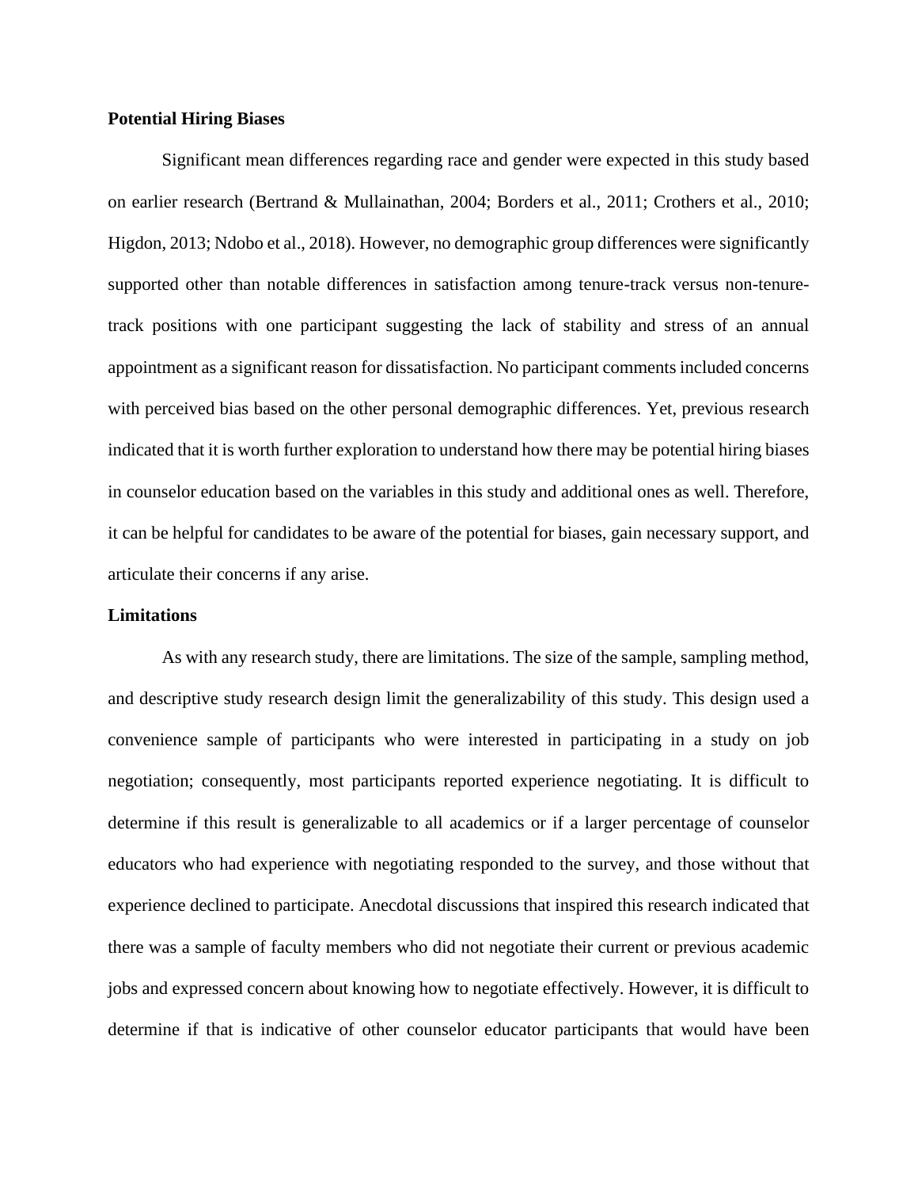**Potential Hiring Biases**

Significant mean differences regarding race and gender were expected in this study based on earlier research (Bertrand & Mullainathan, 2004; Borders et al., 2011; Crothers et al., 2010; Higdon, 2013; Ndobo et al., 2018). However, no demographic group differences were significantly supported other than notable differences in satisfaction among tenure-track versus non-tenure-track positions with one participant suggesting the lack of stability and stress of an annual appointment as a significant reason for dissatisfaction. No participant comments included concerns with perceived bias based on the other personal demographic differences. Yet, previous research indicated that it is worth further exploration to understand how there may be potential hiring biases in counselor education based on the variables in this study and additional ones as well. Therefore, it can be helpful for candidates to be aware of the potential for biases, gain necessary support, and articulate their concerns if any arise.

**Limitations**

As with any research study, there are limitations. The size of the sample, sampling method, and descriptive study research design limit the generalizability of this study. This design used a convenience sample of participants who were interested in participating in a study on job negotiation; consequently, most participants reported experience negotiating. It is difficult to determine if this result is generalizable to all academics or if a larger percentage of counselor educators who had experience with negotiating responded to the survey, and those without that experience declined to participate. Anecdotal discussions that inspired this research indicated that there was a sample of faculty members who did not negotiate their current or previous academic jobs and expressed concern about knowing how to negotiate effectively. However, it is difficult to determine if that is indicative of other counselor educator participants that would have been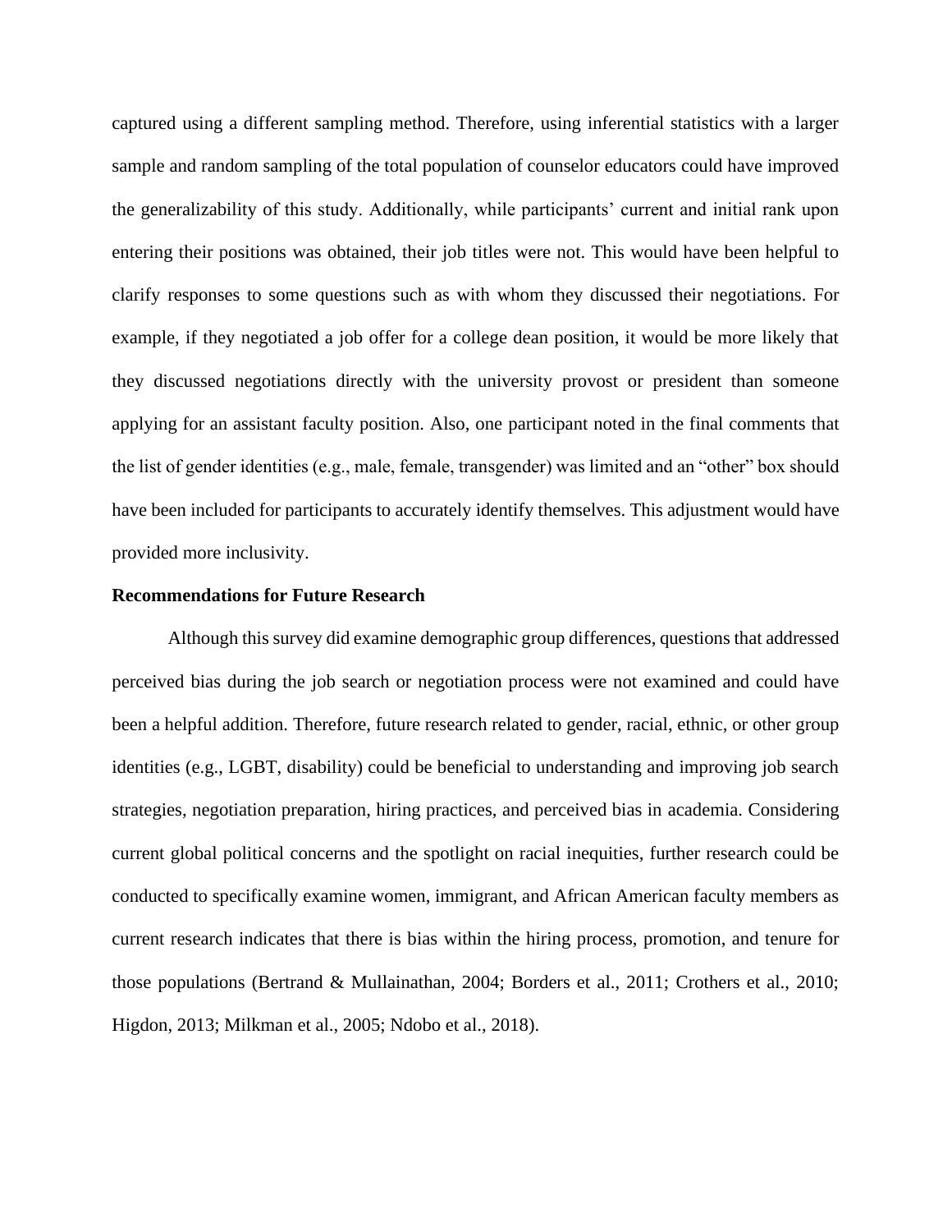captured using a different sampling method. Therefore, using inferential statistics with a larger sample and random sampling of the total population of counselor educators could have improved the generalizability of this study. Additionally, while participants' current and initial rank upon entering their positions was obtained, their job titles were not. This would have been helpful to clarify responses to some questions such as with whom they discussed their negotiations. For example, if they negotiated a job offer for a college dean position, it would be more likely that they discussed negotiations directly with the university provost or president than someone applying for an assistant faculty position. Also, one participant noted in the final comments that the list of gender identities (e.g., male, female, transgender) was limited and an "other" box should have been included for participants to accurately identify themselves. This adjustment would have provided more inclusivity.

**Recommendations for Future Research**

Although this survey did examine demographic group differences, questions that addressed perceived bias during the job search or negotiation process were not examined and could have been a helpful addition. Therefore, future research related to gender, racial, ethnic, or other group identities (e.g., LGBT, disability) could be beneficial to understanding and improving job search strategies, negotiation preparation, hiring practices, and perceived bias in academia. Considering current global political concerns and the spotlight on racial inequities, further research could be conducted to specifically examine women, immigrant, and African American faculty members as current research indicates that there is bias within the hiring process, promotion, and tenure for those populations (Bertrand & Mullainathan, 2004; Borders et al., 2011; Crothers et al., 2010; Higdon, 2013; Milkman et al., 2005; Ndobo et al., 2018).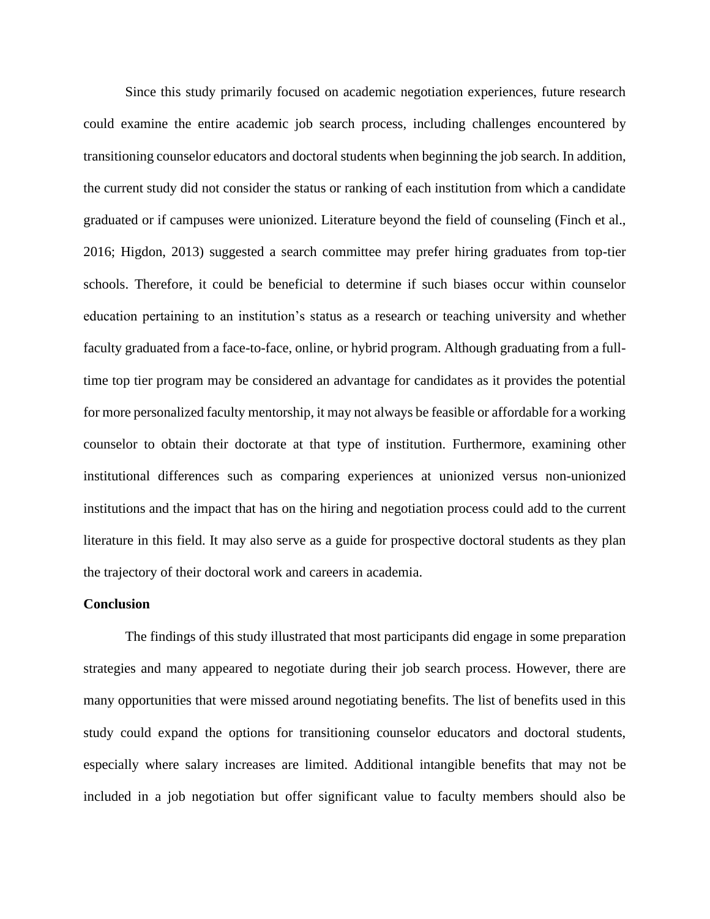Since this study primarily focused on academic negotiation experiences, future research could examine the entire academic job search process, including challenges encountered by transitioning counselor educators and doctoral students when beginning the job search. In addition, the current study did not consider the status or ranking of each institution from which a candidate graduated or if campuses were unionized. Literature beyond the field of counseling (Finch et al., 2016; Higdon, 2013) suggested a search committee may prefer hiring graduates from top-tier schools. Therefore, it could be beneficial to determine if such biases occur within counselor education pertaining to an institution's status as a research or teaching university and whether faculty graduated from a face-to-face, online, or hybrid program. Although graduating from a full-time top tier program may be considered an advantage for candidates as it provides the potential for more personalized faculty mentorship, it may not always be feasible or affordable for a working counselor to obtain their doctorate at that type of institution. Furthermore, examining other institutional differences such as comparing experiences at unionized versus non-unionized institutions and the impact that has on the hiring and negotiation process could add to the current literature in this field. It may also serve as a guide for prospective doctoral students as they plan the trajectory of their doctoral work and careers in academia.

## Conclusion

The findings of this study illustrated that most participants did engage in some preparation strategies and many appeared to negotiate during their job search process. However, there are many opportunities that were missed around negotiating benefits. The list of benefits used in this study could expand the options for transitioning counselor educators and doctoral students, especially where salary increases are limited. Additional intangible benefits that may not be included in a job negotiation but offer significant value to faculty members should also be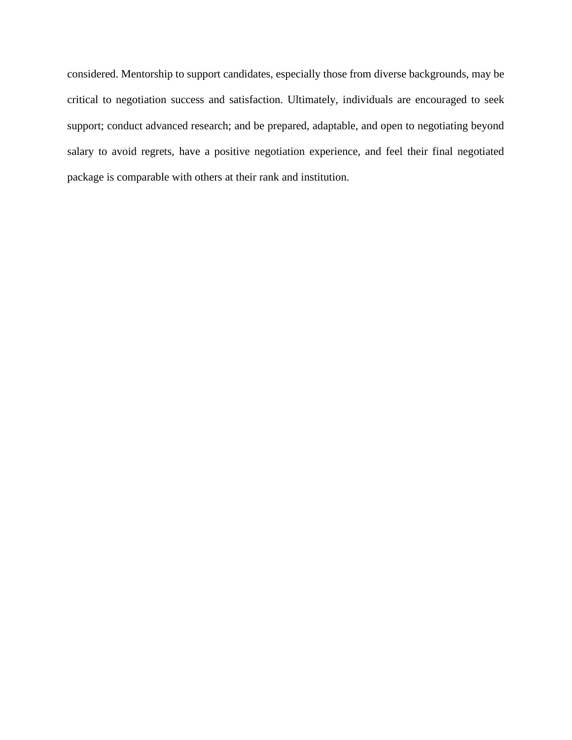considered. Mentorship to support candidates, especially those from diverse backgrounds, may be critical to negotiation success and satisfaction. Ultimately, individuals are encouraged to seek support; conduct advanced research; and be prepared, adaptable, and open to negotiating beyond salary to avoid regrets, have a positive negotiation experience, and feel their final negotiated package is comparable with others at their rank and institution.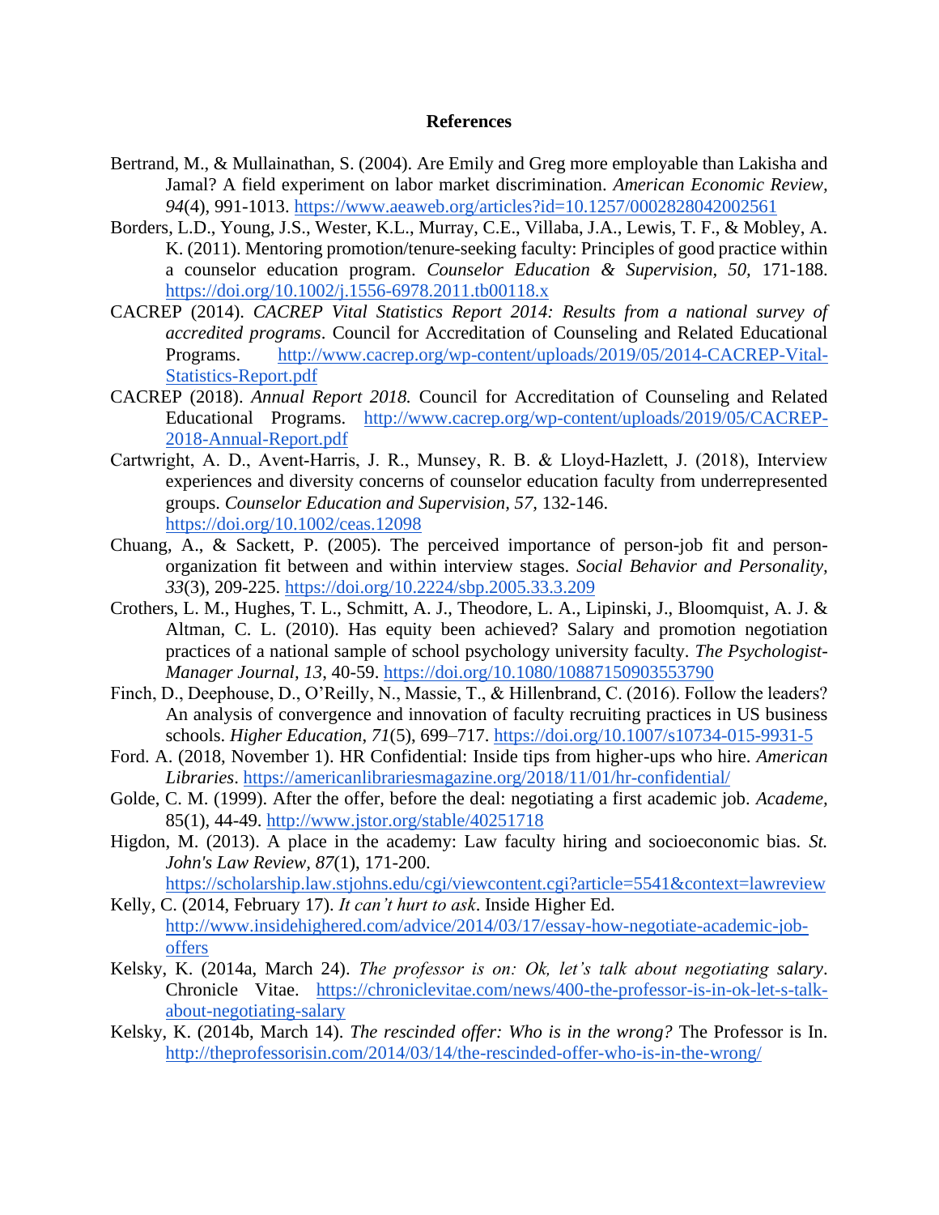**References**

Bertrand, M., & Mullainathan, S. (2004). Are Emily and Greg more employable than Lakisha and Jamal? A field experiment on labor market discrimination. *American Economic Review, 94*(4), 991-1013. https://www.aeaweb.org/articles?id=10.1257/0002828042002561

Borders, L.D., Young, J.S., Wester, K.L., Murray, C.E., Villaba, J.A., Lewis, T. F., & Mobley, A. K. (2011). Mentoring promotion/tenure-seeking faculty: Principles of good practice within a counselor education program. *Counselor Education & Supervision, 50,* 171-188. https://doi.org/10.1002/j.1556-6978.2011.tb00118.x

CACREP (2014). *CACREP Vital Statistics Report 2014: Results from a national survey of accredited programs*. Council for Accreditation of Counseling and Related Educational Programs. http://www.cacrep.org/wp-content/uploads/2019/05/2014-CACREP-Vital-Statistics-Report.pdf

CACREP (2018). *Annual Report 2018.* Council for Accreditation of Counseling and Related Educational Programs. http://www.cacrep.org/wp-content/uploads/2019/05/CACREP-2018-Annual-Report.pdf

Cartwright, A. D., Avent-Harris, J. R., Munsey, R. B. & Lloyd-Hazlett, J. (2018), Interview experiences and diversity concerns of counselor education faculty from underrepresented groups. *Counselor Education and Supervision, 57*, 132-146. https://doi.org/10.1002/ceas.12098

Chuang, A., & Sackett, P. (2005). The perceived importance of person-job fit and person-organization fit between and within interview stages. *Social Behavior and Personality, 33*(3), 209-225. https://doi.org/10.2224/sbp.2005.33.3.209

Crothers, L. M., Hughes, T. L., Schmitt, A. J., Theodore, L. A., Lipinski, J., Bloomquist, A. J. & Altman, C. L. (2010). Has equity been achieved? Salary and promotion negotiation practices of a national sample of school psychology university faculty. *The Psychologist-Manager Journal, 13*, 40-59. https://doi.org/10.1080/10887150903553790

Finch, D., Deephouse, D., O'Reilly, N., Massie, T., & Hillenbrand, C. (2016). Follow the leaders? An analysis of convergence and innovation of faculty recruiting practices in US business schools. *Higher Education, 71*(5), 699–717. https://doi.org/10.1007/s10734-015-9931-5

Ford. A. (2018, November 1). HR Confidential: Inside tips from higher-ups who hire. *American Libraries*. https://americanlibrariesmagazine.org/2018/11/01/hr-confidential/

Golde, C. M. (1999). After the offer, before the deal: negotiating a first academic job. *Academe,* 85(1), 44-49. http://www.jstor.org/stable/40251718

Higdon, M. (2013). A place in the academy: Law faculty hiring and socioeconomic bias. *St. John's Law Review, 87*(1), 171-200. https://scholarship.law.stjohns.edu/cgi/viewcontent.cgi?article=5541&context=lawreview

Kelly, C. (2014, February 17). *It can't hurt to ask*. Inside Higher Ed. http://www.insidehighered.com/advice/2014/03/17/essay-how-negotiate-academic-job-offers

Kelsky, K. (2014a, March 24). *The professor is on: Ok, let's talk about negotiating salary*. Chronicle Vitae. https://chroniclevitae.com/news/400-the-professor-is-in-ok-let-s-talk-about-negotiating-salary

Kelsky, K. (2014b, March 14). *The rescinded offer: Who is in the wrong?* The Professor is In. http://theprofessorisin.com/2014/03/14/the-rescinded-offer-who-is-in-the-wrong/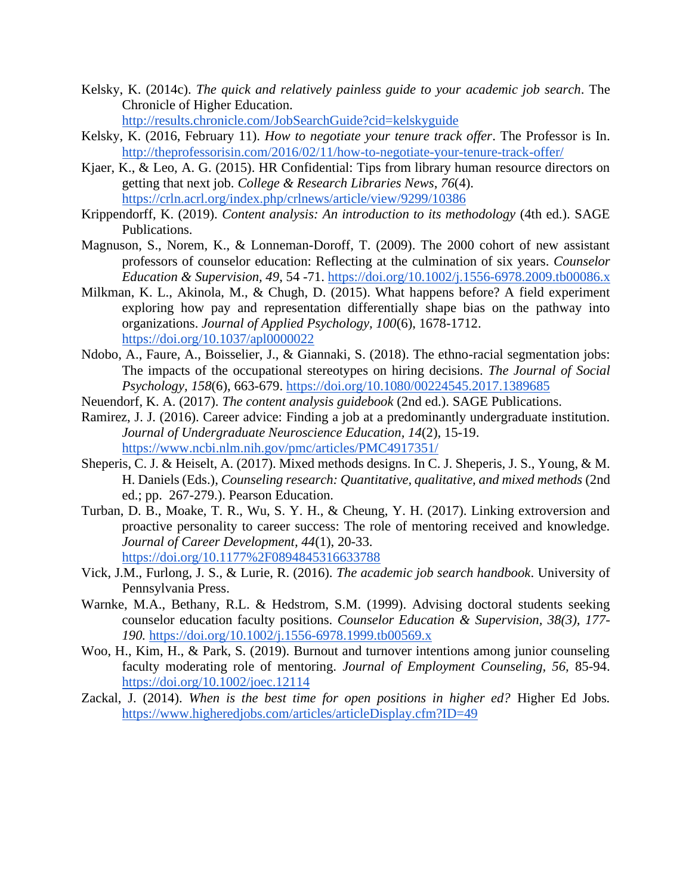Kelsky, K. (2014c). *The quick and relatively painless guide to your academic job search*. The Chronicle of Higher Education. http://results.chronicle.com/JobSearchGuide?cid=kelskyguide

Kelsky, K. (2016, February 11). *How to negotiate your tenure track offer*. The Professor is In. http://theprofessorisin.com/2016/02/11/how-to-negotiate-your-tenure-track-offer/

Kjaer, K., & Leo, A. G. (2015). HR Confidential: Tips from library human resource directors on getting that next job. *College & Research Libraries News*, *76*(4). https://crln.acrl.org/index.php/crlnews/article/view/9299/10386

Krippendorff, K. (2019). *Content analysis: An introduction to its methodology* (4th ed.). SAGE Publications.

Magnuson, S., Norem, K., & Lonneman-Doroff, T. (2009). The 2000 cohort of new assistant professors of counselor education: Reflecting at the culmination of six years. *Counselor Education & Supervision*, *49*, 54 -71. https://doi.org/10.1002/j.1556-6978.2009.tb00086.x

Milkman, K. L., Akinola, M., & Chugh, D. (2015). What happens before? A field experiment exploring how pay and representation differentially shape bias on the pathway into organizations. *Journal of Applied Psychology, 100*(6), 1678-1712. https://doi.org/10.1037/apl0000022

Ndobo, A., Faure, A., Boisselier, J., & Giannaki, S. (2018). The ethno-racial segmentation jobs: The impacts of the occupational stereotypes on hiring decisions. *The Journal of Social Psychology, 158*(6), 663-679. https://doi.org/10.1080/00224545.2017.1389685

Neuendorf, K. A. (2017). *The content analysis guidebook* (2nd ed.). SAGE Publications.

Ramirez, J. J. (2016). Career advice: Finding a job at a predominantly undergraduate institution. *Journal of Undergraduate Neuroscience Education*, *14*(2), 15-19. https://www.ncbi.nlm.nih.gov/pmc/articles/PMC4917351/

Sheperis, C. J. & Heiselt, A. (2017). Mixed methods designs. In C. J. Sheperis, J. S., Young, & M. H. Daniels (Eds.), *Counseling research: Quantitative, qualitative, and mixed methods* (2nd ed.; pp. 267-279.). Pearson Education.

Turban, D. B., Moake, T. R., Wu, S. Y. H., & Cheung, Y. H. (2017). Linking extroversion and proactive personality to career success: The role of mentoring received and knowledge. *Journal of Career Development, 44*(1), 20-33. https://doi.org/10.1177%2F0894845316633788

Vick, J.M., Furlong, J. S., & Lurie, R. (2016). *The academic job search handbook*. University of Pennsylvania Press.

Warnke, M.A., Bethany, R.L. & Hedstrom, S.M. (1999). Advising doctoral students seeking counselor education faculty positions. *Counselor Education & Supervision, 38(3), 177-190.* https://doi.org/10.1002/j.1556-6978.1999.tb00569.x

Woo, H., Kim, H., & Park, S. (2019). Burnout and turnover intentions among junior counseling faculty moderating role of mentoring. *Journal of Employment Counseling, 56,* 85-94. https://doi.org/10.1002/joec.12114

Zackal, J. (2014). *When is the best time for open positions in higher ed?* Higher Ed Jobs. https://www.higheredjobs.com/articles/articleDisplay.cfm?ID=49